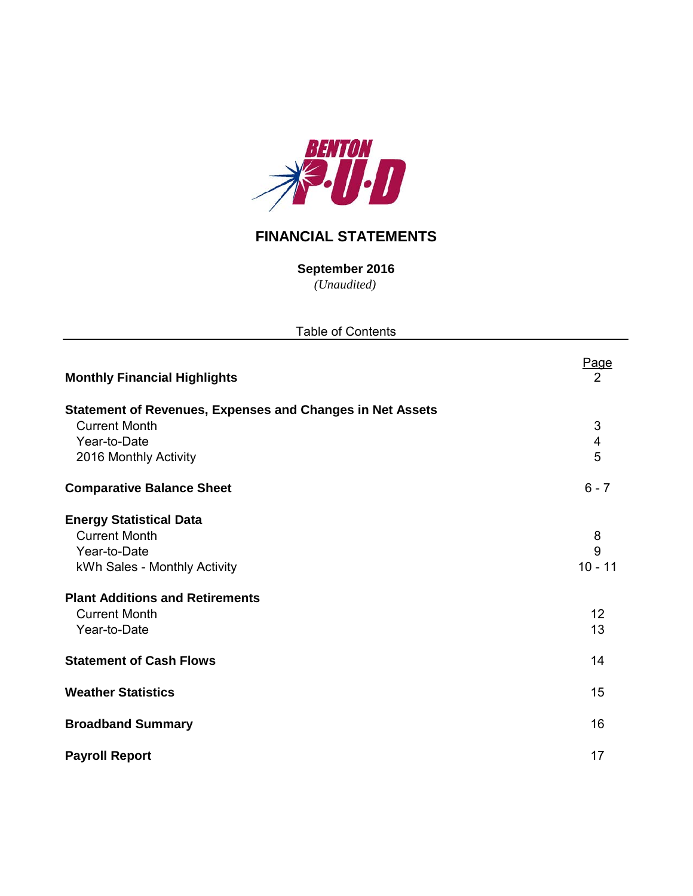# BENTON P·U·D

# FINANCIAL STATEMENTS

**September 2016**
*(Unaudited)*

## Table of Contents

| | Page |
|---|---|
| **Monthly Financial Highlights** | 2 |
| **Statement of Revenues, Expenses and Changes in Net Assets** | |
| Current Month | 3 |
| Year-to-Date | 4 |
| 2016 Monthly Activity | 5 |
| **Comparative Balance Sheet** | 6 - 7 |
| **Energy Statistical Data** | |
| Current Month | 8 |
| Year-to-Date | 9 |
| kWh Sales - Monthly Activity | 10 - 11 |
| **Plant Additions and Retirements** | |
| Current Month | 12 |
| Year-to-Date | 13 |
| **Statement of Cash Flows** | 14 |
| **Weather Statistics** | 15 |
| **Broadband Summary** | 16 |
| **Payroll Report** | 17 |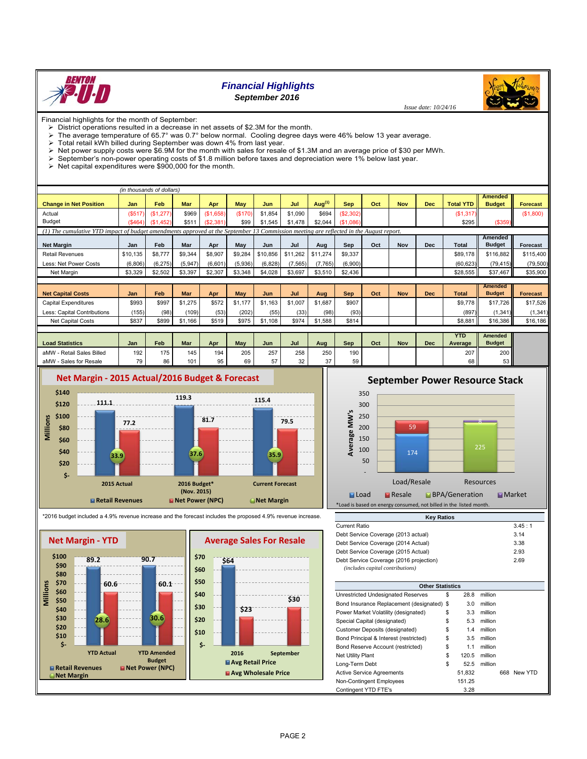# Financial Highlights

### September 2016

*Issue date: 10/24/16*

Financial highlights for the month of September:

- District operations resulted in a decrease in net assets of $2.3M for the month.
- The average temperature of 65.7° was 0.7° below normal. Cooling degree days were 46% below 13 year average.
- Total retail kWh billed during September was down 4% from last year.
- Net power supply costs were $6.9M for the month with sales for resale of $1.3M and an average price of $30 per MWh.
- September's non-power operating costs of $1.8 million before taxes and depreciation were 1% below last year.
- Net capital expenditures were $900,000 for the month.

*(in thousands of dollars)*

| Change in Net Position | Jan | Feb | Mar | Apr | May | Jun | Jul | Aug[1] | Sep | Oct | Nov | Dec | Total YTD | Amended Budget | Forecast |
|---|---|---|---|---|---|---|---|---|---|---|---|---|---|---|---|
| Actual | ($517) | ($1,277) | $969 | ($1,658) | ($170) | $1,854 | $1,090 | $694 | ($2,302) | | | | ($1,317) | | ($1,800) |
| Budget | ($464) | ($1,452) | $511 | ($2,381) | $99 | $1,545 | $1,478 | $2,044 | ($1,086) | | | | $295 | ($359) | |

*(1) The cumulative YTD impact of budget amendments approved at the September 13 Commission meeting are reflected in the August report.*

| Net Margin | Jan | Feb | Mar | Apr | May | Jun | Jul | Aug | Sep | Oct | Nov | Dec | Total | Amended Budget | Forecast |
|---|---|---|---|---|---|---|---|---|---|---|---|---|---|---|---|
| Retail Revenues | $10,135 | $8,777 | $9,344 | $8,907 | $9,284 | $10,856 | $11,262 | $11,274 | $9,337 | | | | $89,178 | $116,882 | $115,400 |
| Less: Net Power Costs | (6,806) | (6,275) | (5,947) | (6,601) | (5,936) | (6,828) | (7,565) | (7,765) | (6,900) | | | | (60,623) | (79,415) | (79,500) |
| Net Margin | $3,329 | $2,502 | $3,397 | $2,307 | $3,348 | $4,028 | $3,697 | $3,510 | $2,436 | | | | $28,555 | $37,467 | $35,900 |

| Net Capital Costs | Jan | Feb | Mar | Apr | May | Jun | Jul | Aug | Sep | Oct | Nov | Dec | Total | Amended Budget | Forecast |
|---|---|---|---|---|---|---|---|---|---|---|---|---|---|---|---|
| Capital Expenditures | $993 | $997 | $1,275 | $572 | $1,177 | $1,163 | $1,007 | $1,687 | $907 | | | | $9,778 | $17,726 | $17,526 |
| Less: Capital Contributions | (155) | (98) | (109) | (53) | (202) | (55) | (33) | (98) | (93) | | | | (897) | (1,341) | (1,341) |
| Net Capital Costs | $837 | $899 | $1,166 | $519 | $975 | $1,108 | $974 | $1,588 | $814 | | | | $8,881 | $16,386 | $16,186 |

| Load Statistics | Jan | Feb | Mar | Apr | May | Jun | Jul | Aug | Sep | Oct | Nov | Dec | YTD Average | Amended Budget |
|---|---|---|---|---|---|---|---|---|---|---|---|---|---|---|
| aMW - Retail Sales Billed | 192 | 175 | 145 | 194 | 205 | 257 | 258 | 250 | 190 | | | | 207 | 200 |
| aMW - Sales for Resale | 79 | 86 | 101 | 95 | 69 | 57 | 32 | 37 | 59 | | | | 68 | 53 |

**Net Margin - 2015 Actual/2016 Budget & Forecast** (Millions)

| | Retail Revenues | Net Power (NPC) | Net Margin |
|---|---|---|---|
| 2015 Actual | 111.1 | 77.2 | 33.9 |
| 2016 Budget* (Nov. 2015) | 119.3 | 81.7 | 37.6 |
| Current Forecast | 115.4 | 79.5 | 35.9 |

*2016 budget included a 4.9% revenue increase and the forecast includes the proposed 4.9% revenue increase.

**September Power Resource Stack** (Average MW's)

| | Load | Resale | BPA/Generation | Market |
|---|---|---|---|---|
| Load/Resale | 174 | 59 | | |
| Resources | | | 225 | 8 |

*Load is based on energy consumed, not billed in the listed month.

**Net Margin - YTD** (Millions)

| | Retail Revenues | Net Power (NPC) | Net Margin |
|---|---|---|---|
| YTD Actual | 89.2 | 60.6 | 28.6 |
| YTD Amended Budget | 90.7 | 60.1 | 30.6 |

**Average Sales For Resale**

| | Avg Retail Price | Avg Wholesale Price |
|---|---|---|
| 2016 | $64 | $23 |
| September | | $30 |

| Key Ratios | |
|---|---|
| Current Ratio | 3.45 : 1 |
| Debt Service Coverage (2013 actual) | 3.14 |
| Debt Service Coverage (2014 Actual) | 3.38 |
| Debt Service Coverage (2015 Actual) | 2.93 |
| Debt Service Coverage (2016 projection) *(includes capital contributions)* | 2.69 |

| Other Statistics | | | | |
|---|---|---|---|---|
| Unrestricted Undesignated Reserves | $ | 28.8 | million | |
| Bond Insurance Replacement (designated) | $ | 3.0 | million | |
| Power Market Volatility (designated) | $ | 3.3 | million | |
| Special Capital (designated) | $ | 5.3 | million | |
| Customer Deposits (designated) | $ | 1.4 | million | |
| Bond Principal & Interest (restricted) | $ | 3.5 | million | |
| Bond Reserve Account (restricted) | $ | 1.1 | million | |
| Net Utility Plant | $ | 120.5 | million | |
| Long-Term Debt | $ | 52.5 | million | |
| Active Service Agreements | | 51,832 | | 668 New YTD |
| Non-Contingent Employees | | 151.25 | | |
| Contingent YTD FTE's | | 3.28 | | |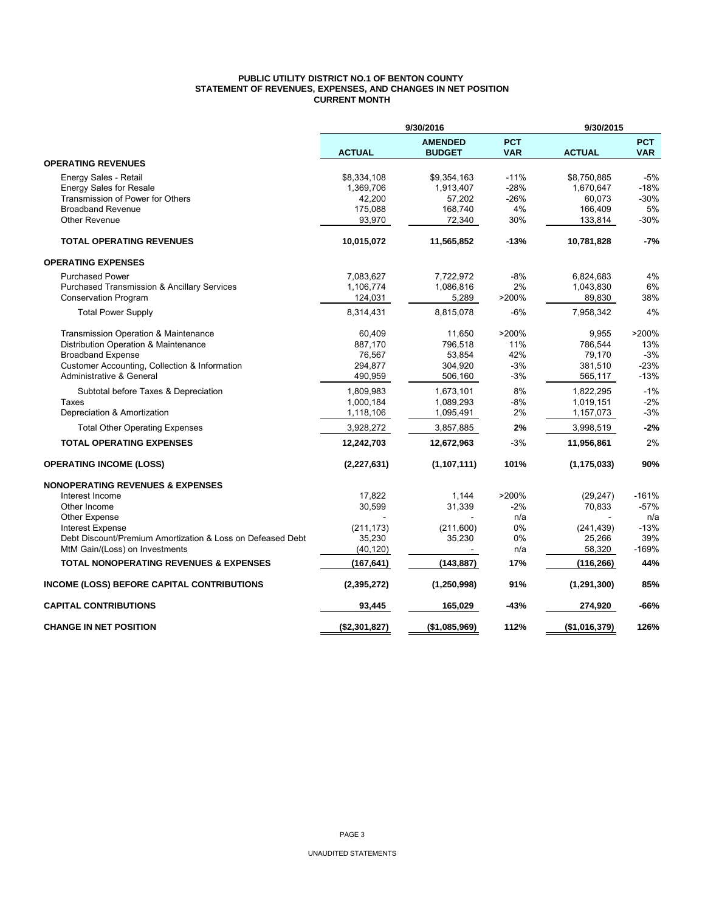**PUBLIC UTILITY DISTRICT NO.1 OF BENTON COUNTY**
**STATEMENT OF REVENUES, EXPENSES, AND CHANGES IN NET POSITION**
**CURRENT MONTH**

| | 9/30/2016 | | | 9/30/2015 | |
|---|---|---|---|---|---|
| | **ACTUAL** | **AMENDED BUDGET** | **PCT VAR** | **ACTUAL** | **PCT VAR** |
| **OPERATING REVENUES** | | | | | |
| Energy Sales - Retail | $8,334,108 | $9,354,163 | -11% | $8,750,885 | -5% |
| Energy Sales for Resale | 1,369,706 | 1,913,407 | -28% | 1,670,647 | -18% |
| Transmission of Power for Others | 42,200 | 57,202 | -26% | 60,073 | -30% |
| Broadband Revenue | 175,088 | 168,740 | 4% | 166,409 | 5% |
| Other Revenue | 93,970 | 72,340 | 30% | 133,814 | -30% |
| **TOTAL OPERATING REVENUES** | **10,015,072** | **11,565,852** | **-13%** | **10,781,828** | **-7%** |
| **OPERATING EXPENSES** | | | | | |
| Purchased Power | 7,083,627 | 7,722,972 | -8% | 6,824,683 | 4% |
| Purchased Transmission & Ancillary Services | 1,106,774 | 1,086,816 | 2% | 1,043,830 | 6% |
| Conservation Program | 124,031 | 5,289 | >200% | 89,830 | 38% |
| Total Power Supply | 8,314,431 | 8,815,078 | -6% | 7,958,342 | 4% |
| Transmission Operation & Maintenance | 60,409 | 11,650 | >200% | 9,955 | >200% |
| Distribution Operation & Maintenance | 887,170 | 796,518 | 11% | 786,544 | 13% |
| Broadband Expense | 76,567 | 53,854 | 42% | 79,170 | -3% |
| Customer Accounting, Collection & Information | 294,877 | 304,920 | -3% | 381,510 | -23% |
| Administrative & General | 490,959 | 506,160 | -3% | 565,117 | -13% |
| Subtotal before Taxes & Depreciation | 1,809,983 | 1,673,101 | 8% | 1,822,295 | -1% |
| Taxes | 1,000,184 | 1,089,293 | -8% | 1,019,151 | -2% |
| Depreciation & Amortization | 1,118,106 | 1,095,491 | 2% | 1,157,073 | -3% |
| Total Other Operating Expenses | 3,928,272 | 3,857,885 | **2%** | 3,998,519 | **-2%** |
| **TOTAL OPERATING EXPENSES** | **12,242,703** | **12,672,963** | -3% | **11,956,861** | 2% |
| **OPERATING INCOME (LOSS)** | **(2,227,631)** | **(1,107,111)** | **101%** | **(1,175,033)** | **90%** |
| **NONOPERATING REVENUES & EXPENSES** | | | | | |
| Interest Income | 17,822 | 1,144 | >200% | (29,247) | -161% |
| Other Income | 30,599 | 31,339 | -2% | 70,833 | -57% |
| Other Expense | - | - | n/a | - | n/a |
| Interest Expense | (211,173) | (211,600) | 0% | (241,439) | -13% |
| Debt Discount/Premium Amortization & Loss on Defeased Debt | 35,230 | 35,230 | 0% | 25,266 | 39% |
| MtM Gain/(Loss) on Investments | (40,120) | - | n/a | 58,320 | -169% |
| **TOTAL NONOPERATING REVENUES & EXPENSES** | **(167,641)** | **(143,887)** | **17%** | **(116,266)** | **44%** |
| **INCOME (LOSS) BEFORE CAPITAL CONTRIBUTIONS** | **(2,395,272)** | **(1,250,998)** | **91%** | **(1,291,300)** | **85%** |
| **CAPITAL CONTRIBUTIONS** | **93,445** | **165,029** | **-43%** | **274,920** | **-66%** |
| **CHANGE IN NET POSITION** | **($2,301,827)** | **($1,085,969)** | **112%** | **($1,016,379)** | **126%** |

UNAUDITED STATEMENTS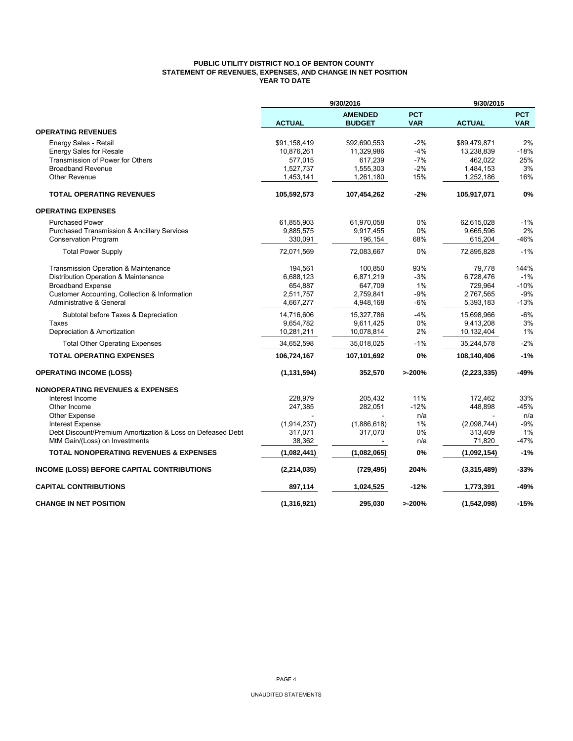# PUBLIC UTILITY DISTRICT NO.1 OF BENTON COUNTY
## STATEMENT OF REVENUES, EXPENSES, AND CHANGE IN NET POSITION
### YEAR TO DATE

| | 9/30/2016 | | | 9/30/2015 | |
|---|---|---|---|---|---|
| | **ACTUAL** | **AMENDED BUDGET** | **PCT VAR** | **ACTUAL** | **PCT VAR** |
| **OPERATING REVENUES** | | | | | |
| Energy Sales - Retail | $91,158,419 | $92,690,553 | -2% | $89,479,871 | 2% |
| Energy Sales for Resale | 10,876,261 | 11,329,986 | -4% | 13,238,839 | -18% |
| Transmission of Power for Others | 577,015 | 617,239 | -7% | 462,022 | 25% |
| Broadband Revenue | 1,527,737 | 1,555,303 | -2% | 1,484,153 | 3% |
| Other Revenue | 1,453,141 | 1,261,180 | 15% | 1,252,186 | 16% |
| **TOTAL OPERATING REVENUES** | **105,592,573** | **107,454,262** | **-2%** | **105,917,071** | **0%** |
| **OPERATING EXPENSES** | | | | | |
| Purchased Power | 61,855,903 | 61,970,058 | 0% | 62,615,028 | -1% |
| Purchased Transmission & Ancillary Services | 9,885,575 | 9,917,455 | 0% | 9,665,596 | 2% |
| Conservation Program | 330,091 | 196,154 | 68% | 615,204 | -46% |
| Total Power Supply | 72,071,569 | 72,083,667 | 0% | 72,895,828 | -1% |
| Transmission Operation & Maintenance | 194,561 | 100,850 | 93% | 79,778 | 144% |
| Distribution Operation & Maintenance | 6,688,123 | 6,871,219 | -3% | 6,728,476 | -1% |
| Broadband Expense | 654,887 | 647,709 | 1% | 729,964 | -10% |
| Customer Accounting, Collection & Information | 2,511,757 | 2,759,841 | -9% | 2,767,565 | -9% |
| Administrative & General | 4,667,277 | 4,948,168 | -6% | 5,393,183 | -13% |
| Subtotal before Taxes & Depreciation | 14,716,606 | 15,327,786 | -4% | 15,698,966 | -6% |
| Taxes | 9,654,782 | 9,611,425 | 0% | 9,413,208 | 3% |
| Depreciation & Amortization | 10,281,211 | 10,078,814 | 2% | 10,132,404 | 1% |
| Total Other Operating Expenses | 34,652,598 | 35,018,025 | -1% | 35,244,578 | -2% |
| **TOTAL OPERATING EXPENSES** | **106,724,167** | **107,101,692** | **0%** | **108,140,406** | **-1%** |
| **OPERATING INCOME (LOSS)** | **(1,131,594)** | **352,570** | **>-200%** | **(2,223,335)** | **-49%** |
| **NONOPERATING REVENUES & EXPENSES** | | | | | |
| Interest Income | 228,979 | 205,432 | 11% | 172,462 | 33% |
| Other Income | 247,385 | 282,051 | -12% | 448,898 | -45% |
| Other Expense | - | - | n/a | - | n/a |
| Interest Expense | (1,914,237) | (1,886,618) | 1% | (2,098,744) | -9% |
| Debt Discount/Premium Amortization & Loss on Defeased Debt | 317,071 | 317,070 | 0% | 313,409 | 1% |
| MtM Gain/(Loss) on Investments | 38,362 | - | n/a | 71,820 | -47% |
| **TOTAL NONOPERATING REVENUES & EXPENSES** | **(1,082,441)** | **(1,082,065)** | **0%** | **(1,092,154)** | **-1%** |
| **INCOME (LOSS) BEFORE CAPITAL CONTRIBUTIONS** | **(2,214,035)** | **(729,495)** | **204%** | **(3,315,489)** | **-33%** |
| **CAPITAL CONTRIBUTIONS** | **897,114** | **1,024,525** | **-12%** | **1,773,391** | **-49%** |
| **CHANGE IN NET POSITION** | **(1,316,921)** | **295,030** | **>-200%** | **(1,542,098)** | **-15%** |

UNAUDITED STATEMENTS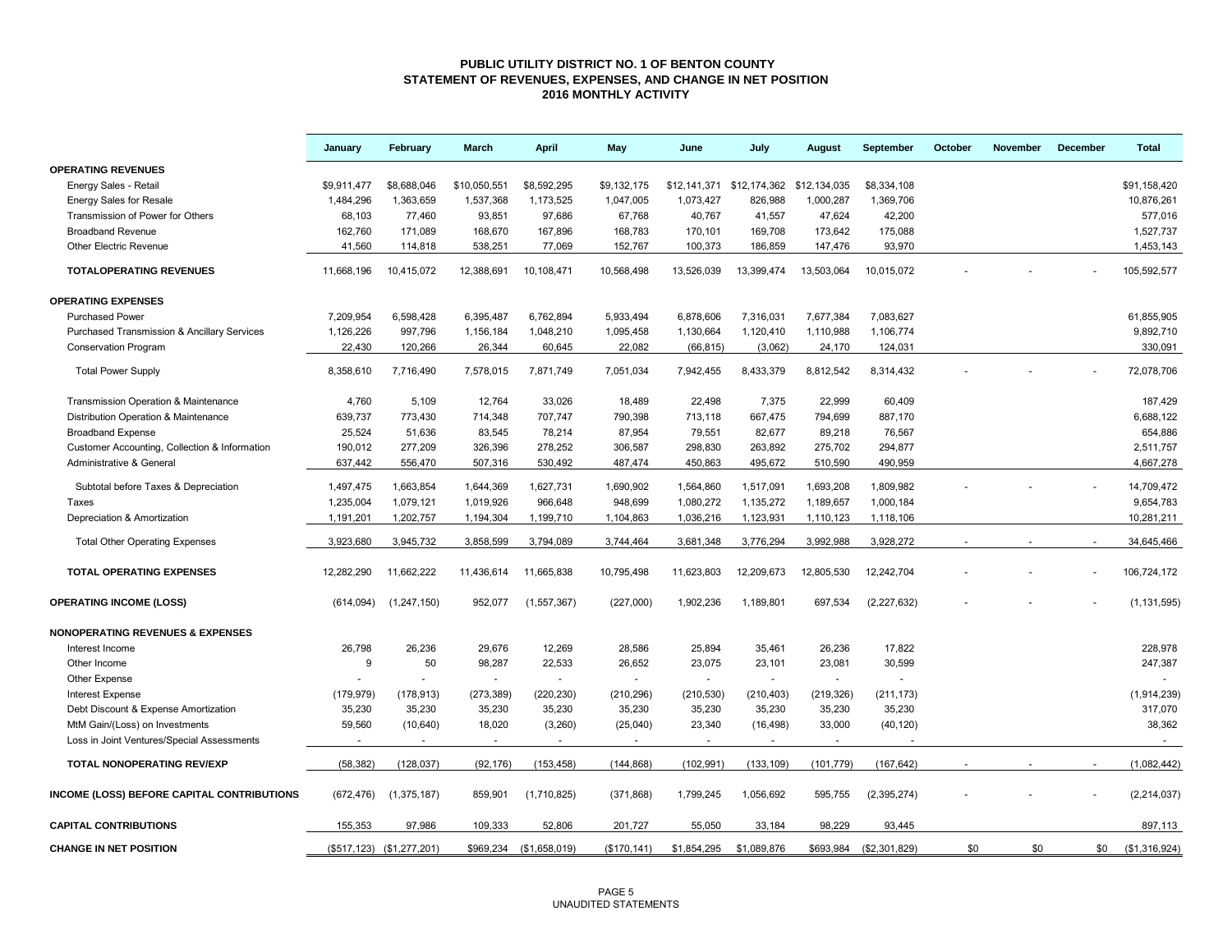# PUBLIC UTILITY DISTRICT NO. 1 OF BENTON COUNTY
## STATEMENT OF REVENUES, EXPENSES, AND CHANGE IN NET POSITION
### 2016 MONTHLY ACTIVITY

| | January | February | March | April | May | June | July | August | September | October | November | December | Total |
|---|---|---|---|---|---|---|---|---|---|---|---|---|---|
| **OPERATING REVENUES** | | | | | | | | | | | | | |
| Energy Sales - Retail | $9,911,477 | $8,688,046 | $10,050,551 | $8,592,295 | $9,132,175 | $12,141,371 | $12,174,362 | $12,134,035 | $8,334,108 | | | | $91,158,420 |
| Energy Sales for Resale | 1,484,296 | 1,363,659 | 1,537,368 | 1,173,525 | 1,047,005 | 1,073,427 | 826,988 | 1,000,287 | 1,369,706 | | | | 10,876,261 |
| Transmission of Power for Others | 68,103 | 77,460 | 93,851 | 97,686 | 67,768 | 40,767 | 41,557 | 47,624 | 42,200 | | | | 577,016 |
| Broadband Revenue | 162,760 | 171,089 | 168,670 | 167,896 | 168,783 | 170,101 | 169,708 | 173,642 | 175,088 | | | | 1,527,737 |
| Other Electric Revenue | 41,560 | 114,818 | 538,251 | 77,069 | 152,767 | 100,373 | 186,859 | 147,476 | 93,970 | | | | 1,453,143 |
| **TOTALOPERATING REVENUES** | 11,668,196 | 10,415,072 | 12,388,691 | 10,108,471 | 10,568,498 | 13,526,039 | 13,399,474 | 13,503,064 | 10,015,072 | - | - | - | 105,592,577 |
| **OPERATING EXPENSES** | | | | | | | | | | | | | |
| Purchased Power | 7,209,954 | 6,598,428 | 6,395,487 | 6,762,894 | 5,933,494 | 6,878,606 | 7,316,031 | 7,677,384 | 7,083,627 | | | | 61,855,905 |
| Purchased Transmission & Ancillary Services | 1,126,226 | 997,796 | 1,156,184 | 1,048,210 | 1,095,458 | 1,130,664 | 1,120,410 | 1,110,988 | 1,106,774 | | | | 9,892,710 |
| Conservation Program | 22,430 | 120,266 | 26,344 | 60,645 | 22,082 | (66,815) | (3,062) | 24,170 | 124,031 | | | | 330,091 |
| Total Power Supply | 8,358,610 | 7,716,490 | 7,578,015 | 7,871,749 | 7,051,034 | 7,942,455 | 8,433,379 | 8,812,542 | 8,314,432 | - | - | - | 72,078,706 |
| Transmission Operation & Maintenance | 4,760 | 5,109 | 12,764 | 33,026 | 18,489 | 22,498 | 7,375 | 22,999 | 60,409 | | | | 187,429 |
| Distribution Operation & Maintenance | 639,737 | 773,430 | 714,348 | 707,747 | 790,398 | 713,118 | 667,475 | 794,699 | 887,170 | | | | 6,688,122 |
| Broadband Expense | 25,524 | 51,636 | 83,545 | 78,214 | 87,954 | 79,551 | 82,677 | 89,218 | 76,567 | | | | 654,886 |
| Customer Accounting, Collection & Information | 190,012 | 277,209 | 326,396 | 278,252 | 306,587 | 298,830 | 263,892 | 275,702 | 294,877 | | | | 2,511,757 |
| Administrative & General | 637,442 | 556,470 | 507,316 | 530,492 | 487,474 | 450,863 | 495,672 | 510,590 | 490,959 | | | | 4,667,278 |
| Subtotal before Taxes & Depreciation | 1,497,475 | 1,663,854 | 1,644,369 | 1,627,731 | 1,690,902 | 1,564,860 | 1,517,091 | 1,693,208 | 1,809,982 | - | - | - | 14,709,472 |
| Taxes | 1,235,004 | 1,079,121 | 1,019,926 | 966,648 | 948,699 | 1,080,272 | 1,135,272 | 1,189,657 | 1,000,184 | | | | 9,654,783 |
| Depreciation & Amortization | 1,191,201 | 1,202,757 | 1,194,304 | 1,199,710 | 1,104,863 | 1,036,216 | 1,123,931 | 1,110,123 | 1,118,106 | | | | 10,281,211 |
| Total Other Operating Expenses | 3,923,680 | 3,945,732 | 3,858,599 | 3,794,089 | 3,744,464 | 3,681,348 | 3,776,294 | 3,992,988 | 3,928,272 | - | - | - | 34,645,466 |
| **TOTAL OPERATING EXPENSES** | 12,282,290 | 11,662,222 | 11,436,614 | 11,665,838 | 10,795,498 | 11,623,803 | 12,209,673 | 12,805,530 | 12,242,704 | - | - | - | 106,724,172 |
| **OPERATING INCOME (LOSS)** | (614,094) | (1,247,150) | 952,077 | (1,557,367) | (227,000) | 1,902,236 | 1,189,801 | 697,534 | (2,227,632) | - | - | - | (1,131,595) |
| **NONOPERATING REVENUES & EXPENSES** | | | | | | | | | | | | | |
| Interest Income | 26,798 | 26,236 | 29,676 | 12,269 | 28,586 | 25,894 | 35,461 | 26,236 | 17,822 | | | | 228,978 |
| Other Income | 9 | 50 | 98,287 | 22,533 | 26,652 | 23,075 | 23,101 | 23,081 | 30,599 | | | | 247,387 |
| Other Expense | - | - | - | - | - | - | - | - | - | | | | - |
| Interest Expense | (179,979) | (178,913) | (273,389) | (220,230) | (210,296) | (210,530) | (210,403) | (219,326) | (211,173) | | | | (1,914,239) |
| Debt Discount & Expense Amortization | 35,230 | 35,230 | 35,230 | 35,230 | 35,230 | 35,230 | 35,230 | 35,230 | 35,230 | | | | 317,070 |
| MtM Gain/(Loss) on Investments | 59,560 | (10,640) | 18,020 | (3,260) | (25,040) | 23,340 | (16,498) | 33,000 | (40,120) | | | | 38,362 |
| Loss in Joint Ventures/Special Assessments | - | - | - | - | - | - | - | - | - | | | | - |
| **TOTAL NONOPERATING REV/EXP** | (58,382) | (128,037) | (92,176) | (153,458) | (144,868) | (102,991) | (133,109) | (101,779) | (167,642) | - | - | - | (1,082,442) |
| **INCOME (LOSS) BEFORE CAPITAL CONTRIBUTIONS** | (672,476) | (1,375,187) | 859,901 | (1,710,825) | (371,868) | 1,799,245 | 1,056,692 | 595,755 | (2,395,274) | - | - | - | (2,214,037) |
| **CAPITAL CONTRIBUTIONS** | 155,353 | 97,986 | 109,333 | 52,806 | 201,727 | 55,050 | 33,184 | 98,229 | 93,445 | | | | 897,113 |
| **CHANGE IN NET POSITION** | ($517,123) | ($1,277,201) | $969,234 | ($1,658,019) | ($170,141) | $1,854,295 | $1,089,876 | $693,984 | ($2,301,829) | $0 | $0 | $0 | ($1,316,924) |

UNAUDITED STATEMENTS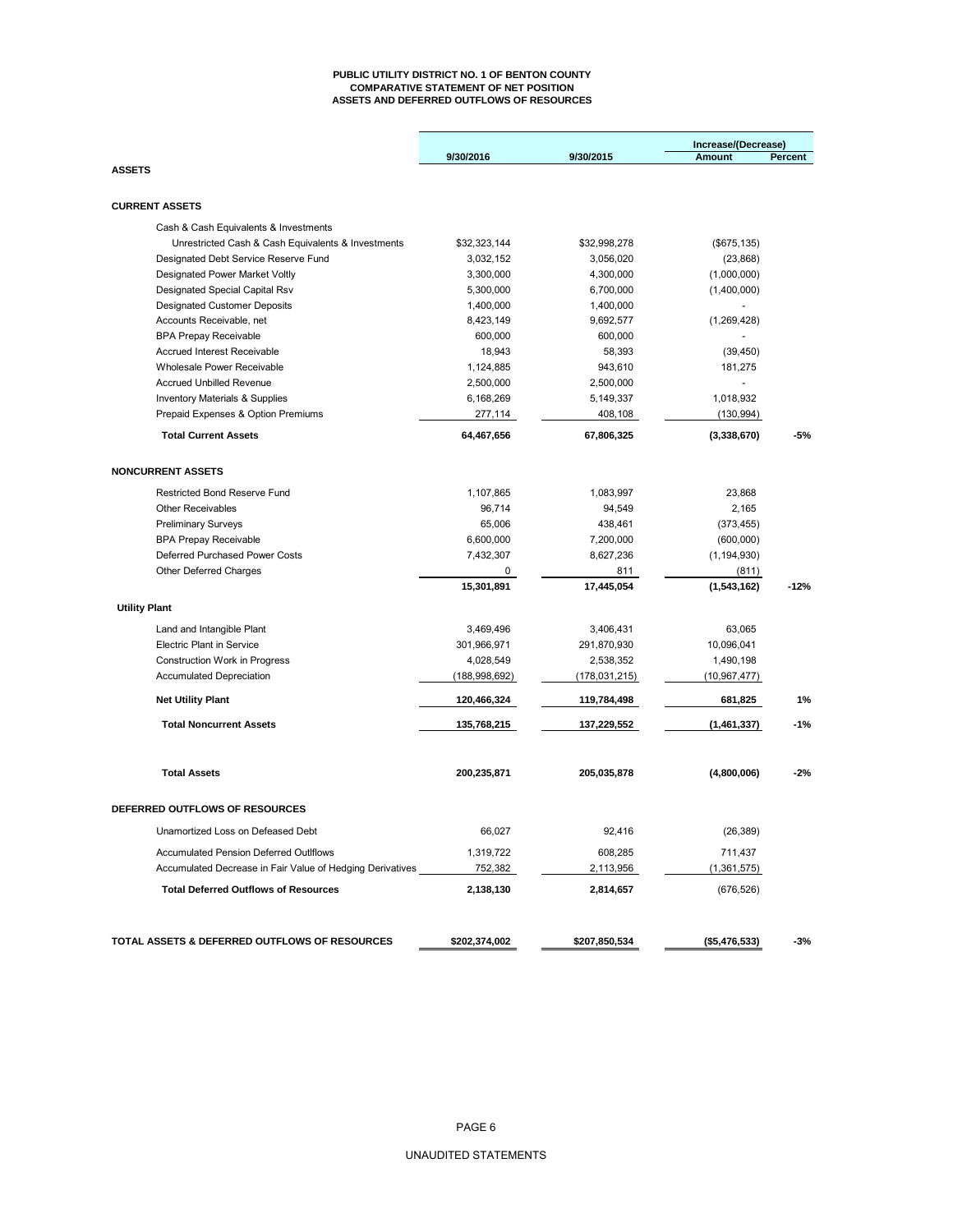# PUBLIC UTILITY DISTRICT NO. 1 OF BENTON COUNTY
## COMPARATIVE STATEMENT OF NET POSITION
## ASSETS AND DEFERRED OUTFLOWS OF RESOURCES

| | 9/30/2016 | 9/30/2015 | Increase/(Decrease) Amount | Percent |
|---|---|---|---|---|
| **ASSETS** | | | | |
| **CURRENT ASSETS** | | | | |
| Cash & Cash Equivalents & Investments | | | | |
| Unrestricted Cash & Cash Equivalents & Investments | $32,323,144 | $32,998,278 | ($675,135) | |
| Designated Debt Service Reserve Fund | 3,032,152 | 3,056,020 | (23,868) | |
| Designated Power Market Voltly | 3,300,000 | 4,300,000 | (1,000,000) | |
| Designated Special Capital Rsv | 5,300,000 | 6,700,000 | (1,400,000) | |
| Designated Customer Deposits | 1,400,000 | 1,400,000 | - | |
| Accounts Receivable, net | 8,423,149 | 9,692,577 | (1,269,428) | |
| BPA Prepay Receivable | 600,000 | 600,000 | - | |
| Accrued Interest Receivable | 18,943 | 58,393 | (39,450) | |
| Wholesale Power Receivable | 1,124,885 | 943,610 | 181,275 | |
| Accrued Unbilled Revenue | 2,500,000 | 2,500,000 | - | |
| Inventory Materials & Supplies | 6,168,269 | 5,149,337 | 1,018,932 | |
| Prepaid Expenses & Option Premiums | 277,114 | 408,108 | (130,994) | |
| **Total Current Assets** | **64,467,656** | **67,806,325** | **(3,338,670)** | **-5%** |
| **NONCURRENT ASSETS** | | | | |
| Restricted Bond Reserve Fund | 1,107,865 | 1,083,997 | 23,868 | |
| Other Receivables | 96,714 | 94,549 | 2,165 | |
| Preliminary Surveys | 65,006 | 438,461 | (373,455) | |
| BPA Prepay Receivable | 6,600,000 | 7,200,000 | (600,000) | |
| Deferred Purchased Power Costs | 7,432,307 | 8,627,236 | (1,194,930) | |
| Other Deferred Charges | 0 | 811 | (811) | |
| | **15,301,891** | **17,445,054** | **(1,543,162)** | **-12%** |
| **Utility Plant** | | | | |
| Land and Intangible Plant | 3,469,496 | 3,406,431 | 63,065 | |
| Electric Plant in Service | 301,966,971 | 291,870,930 | 10,096,041 | |
| Construction Work in Progress | 4,028,549 | 2,538,352 | 1,490,198 | |
| Accumulated Depreciation | (188,998,692) | (178,031,215) | (10,967,477) | |
| **Net Utility Plant** | **120,466,324** | **119,784,498** | **681,825** | **1%** |
| **Total Noncurrent Assets** | **135,768,215** | **137,229,552** | **(1,461,337)** | **-1%** |
| **Total Assets** | **200,235,871** | **205,035,878** | **(4,800,006)** | **-2%** |
| **DEFERRED OUTFLOWS OF RESOURCES** | | | | |
| Unamortized Loss on Defeased Debt | 66,027 | 92,416 | (26,389) | |
| Accumulated Pension Deferred Outlflows | 1,319,722 | 608,285 | 711,437 | |
| Accumulated Decrease in Fair Value of Hedging Derivatives | 752,382 | 2,113,956 | (1,361,575) | |
| **Total Deferred Outflows of Resources** | **2,138,130** | **2,814,657** | (676,526) | |
| **TOTAL ASSETS & DEFERRED OUTFLOWS OF RESOURCES** | **$202,374,002** | **$207,850,534** | **($5,476,533)** | **-3%** |

UNAUDITED STATEMENTS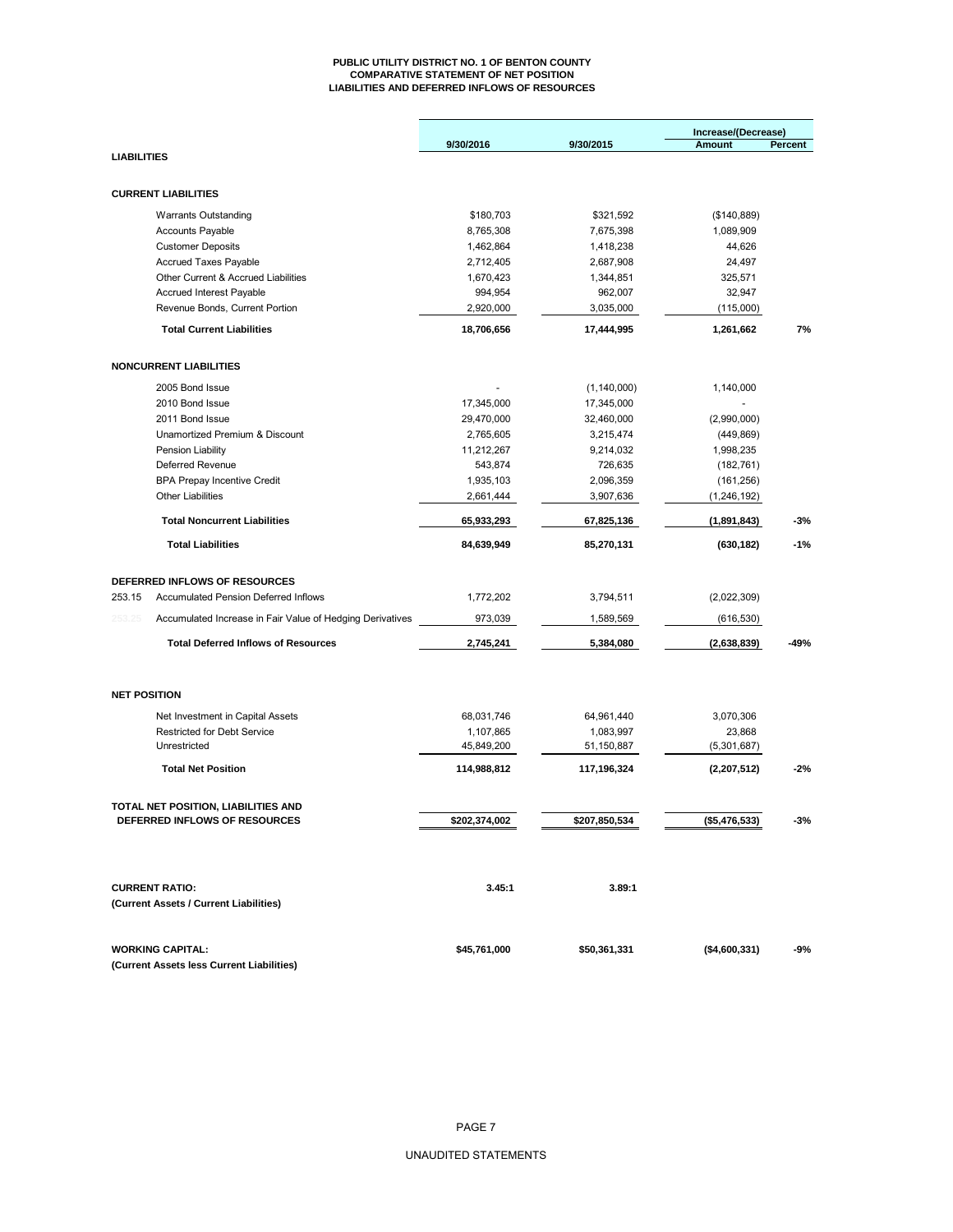# PUBLIC UTILITY DISTRICT NO. 1 OF BENTON COUNTY
## COMPARATIVE STATEMENT OF NET POSITION
## LIABILITIES AND DEFERRED INFLOWS OF RESOURCES

| | 9/30/2016 | 9/30/2015 | Increase/(Decrease) Amount | Percent |
|---|---|---|---|---|
| **LIABILITIES** | | | | |
| **CURRENT LIABILITIES** | | | | |
| Warrants Outstanding | $180,703 | $321,592 | ($140,889) | |
| Accounts Payable | 8,765,308 | 7,675,398 | 1,089,909 | |
| Customer Deposits | 1,462,864 | 1,418,238 | 44,626 | |
| Accrued Taxes Payable | 2,712,405 | 2,687,908 | 24,497 | |
| Other Current & Accrued Liabilities | 1,670,423 | 1,344,851 | 325,571 | |
| Accrued Interest Payable | 994,954 | 962,007 | 32,947 | |
| Revenue Bonds, Current Portion | 2,920,000 | 3,035,000 | (115,000) | |
| **Total Current Liabilities** | **18,706,656** | **17,444,995** | **1,261,662** | **7%** |
| **NONCURRENT LIABILITIES** | | | | |
| 2005 Bond Issue | - | (1,140,000) | 1,140,000 | |
| 2010 Bond Issue | 17,345,000 | 17,345,000 | - | |
| 2011 Bond Issue | 29,470,000 | 32,460,000 | (2,990,000) | |
| Unamortized Premium & Discount | 2,765,605 | 3,215,474 | (449,869) | |
| Pension Liability | 11,212,267 | 9,214,032 | 1,998,235 | |
| Deferred Revenue | 543,874 | 726,635 | (182,761) | |
| BPA Prepay Incentive Credit | 1,935,103 | 2,096,359 | (161,256) | |
| Other Liabilities | 2,661,444 | 3,907,636 | (1,246,192) | |
| **Total Noncurrent Liabilities** | **65,933,293** | **67,825,136** | **(1,891,843)** | **-3%** |
| **Total Liabilities** | **84,639,949** | **85,270,131** | **(630,182)** | **-1%** |
| **DEFERRED INFLOWS OF RESOURCES** | | | | |
| 253.15 Accumulated Pension Deferred Inflows | 1,772,202 | 3,794,511 | (2,022,309) | |
| 253.25 Accumulated Increase in Fair Value of Hedging Derivatives | 973,039 | 1,589,569 | (616,530) | |
| **Total Deferred Inflows of Resources** | **2,745,241** | **5,384,080** | **(2,638,839)** | **-49%** |
| **NET POSITION** | | | | |
| Net Investment in Capital Assets | 68,031,746 | 64,961,440 | 3,070,306 | |
| Restricted for Debt Service | 1,107,865 | 1,083,997 | 23,868 | |
| Unrestricted | 45,849,200 | 51,150,887 | (5,301,687) | |
| **Total Net Position** | **114,988,812** | **117,196,324** | **(2,207,512)** | **-2%** |
| **TOTAL NET POSITION, LIABILITIES AND DEFERRED INFLOWS OF RESOURCES** | **$202,374,002** | **$207,850,534** | **($5,476,533)** | **-3%** |
| **CURRENT RATIO:** (Current Assets / Current Liabilities) | **3.45:1** | **3.89:1** | | |
| **WORKING CAPITAL:** (Current Assets less Current Liabilities) | **$45,761,000** | **$50,361,331** | **($4,600,331)** | **-9%** |

UNAUDITED STATEMENTS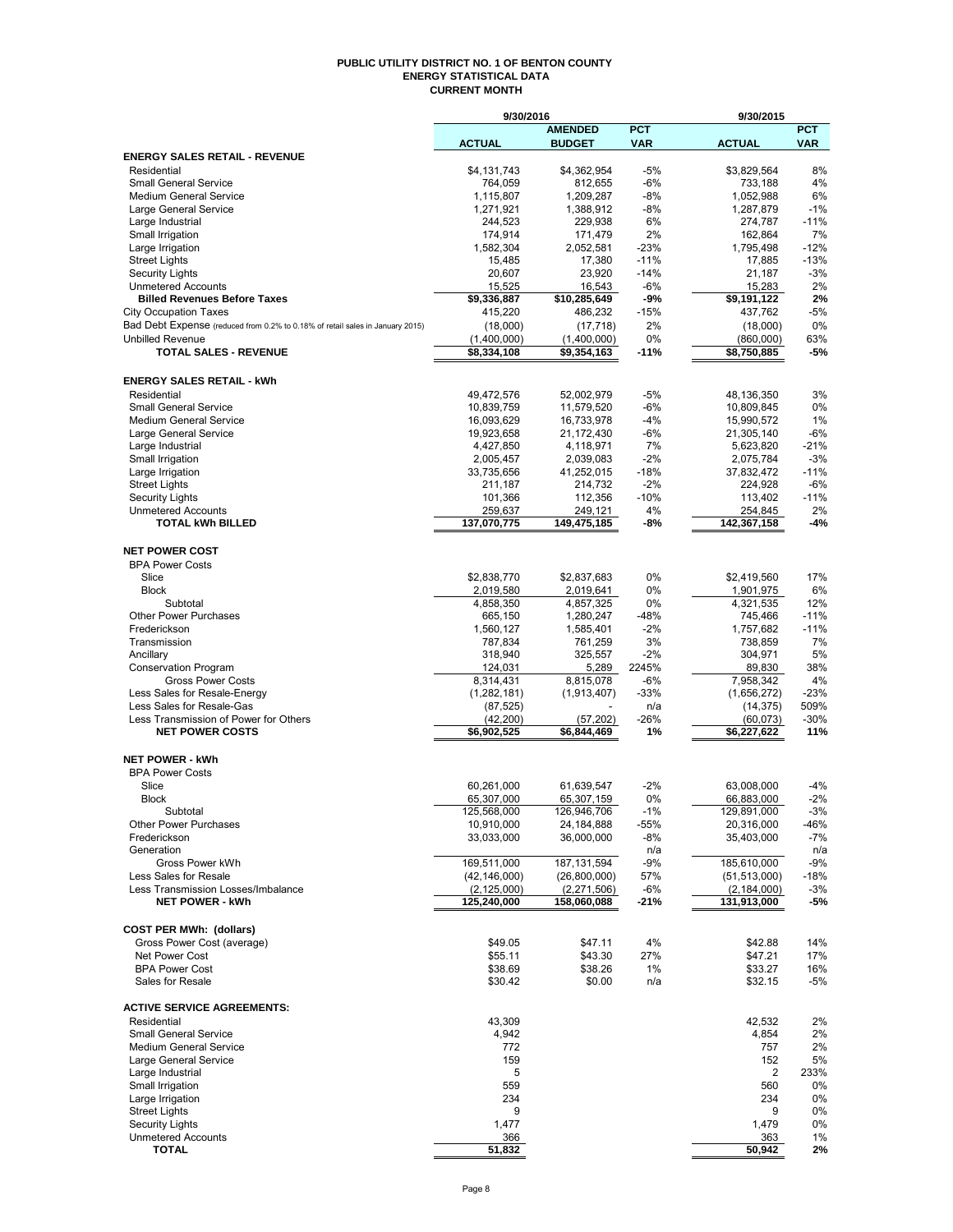# PUBLIC UTILITY DISTRICT NO. 1 OF BENTON COUNTY
## ENERGY STATISTICAL DATA
### CURRENT MONTH

| | 9/30/2016 | | | 9/30/2015 | |
|---|---|---|---|---|---|
| | ACTUAL | AMENDED BUDGET | PCT VAR | ACTUAL | PCT VAR |
| **ENERGY SALES RETAIL - REVENUE** | | | | | |
| Residential | $4,131,743 | $4,362,954 | -5% | $3,829,564 | 8% |
| Small General Service | 764,059 | 812,655 | -6% | 733,188 | 4% |
| Medium General Service | 1,115,807 | 1,209,287 | -8% | 1,052,988 | 6% |
| Large General Service | 1,271,921 | 1,388,912 | -8% | 1,287,879 | -1% |
| Large Industrial | 244,523 | 229,938 | 6% | 274,787 | -11% |
| Small Irrigation | 174,914 | 171,479 | 2% | 162,864 | 7% |
| Large Irrigation | 1,582,304 | 2,052,581 | -23% | 1,795,498 | -12% |
| Street Lights | 15,485 | 17,380 | -11% | 17,885 | -13% |
| Security Lights | 20,607 | 23,920 | -14% | 21,187 | -3% |
| Unmetered Accounts | 15,525 | 16,543 | -6% | 15,283 | 2% |
| **Billed Revenues Before Taxes** | **$9,336,887** | **$10,285,649** | **-9%** | **$9,191,122** | **2%** |
| City Occupation Taxes | 415,220 | 486,232 | -15% | 437,762 | -5% |
| Bad Debt Expense (reduced from 0.2% to 0.18% of retail sales in January 2015) | (18,000) | (17,718) | 2% | (18,000) | 0% |
| Unbilled Revenue | (1,400,000) | (1,400,000) | 0% | (860,000) | 63% |
| **TOTAL SALES - REVENUE** | **$8,334,108** | **$9,354,163** | **-11%** | **$8,750,885** | **-5%** |
| | | | | | |
| **ENERGY SALES RETAIL - kWh** | | | | | |
| Residential | 49,472,576 | 52,002,979 | -5% | 48,136,350 | 3% |
| Small General Service | 10,839,759 | 11,579,520 | -6% | 10,809,845 | 0% |
| Medium General Service | 16,093,629 | 16,733,978 | -4% | 15,990,572 | 1% |
| Large General Service | 19,923,658 | 21,172,430 | -6% | 21,305,140 | -6% |
| Large Industrial | 4,427,850 | 4,118,971 | 7% | 5,623,820 | -21% |
| Small Irrigation | 2,005,457 | 2,039,083 | -2% | 2,075,784 | -3% |
| Large Irrigation | 33,735,656 | 41,252,015 | -18% | 37,832,472 | -11% |
| Street Lights | 211,187 | 214,732 | -2% | 224,928 | -6% |
| Security Lights | 101,366 | 112,356 | -10% | 113,402 | -11% |
| Unmetered Accounts | 259,637 | 249,121 | 4% | 254,845 | 2% |
| **TOTAL kWh BILLED** | **137,070,775** | **149,475,185** | **-8%** | **142,367,158** | **-4%** |
| | | | | | |
| **NET POWER COST** | | | | | |
| BPA Power Costs | | | | | |
| Slice | $2,838,770 | $2,837,683 | 0% | $2,419,560 | 17% |
| Block | 2,019,580 | 2,019,641 | 0% | 1,901,975 | 6% |
| Subtotal | 4,858,350 | 4,857,325 | 0% | 4,321,535 | 12% |
| Other Power Purchases | 665,150 | 1,280,247 | -48% | 745,466 | -11% |
| Frederickson | 1,560,127 | 1,585,401 | -2% | 1,757,682 | -11% |
| Transmission | 787,834 | 761,259 | 3% | 738,859 | 7% |
| Ancillary | 318,940 | 325,557 | -2% | 304,971 | 5% |
| Conservation Program | 124,031 | 5,289 | 2245% | 89,830 | 38% |
| Gross Power Costs | 8,314,431 | 8,815,078 | -6% | 7,958,342 | 4% |
| Less Sales for Resale-Energy | (1,282,181) | (1,913,407) | -33% | (1,656,272) | -23% |
| Less Sales for Resale-Gas | (87,525) | - | n/a | (14,375) | 509% |
| Less Transmission of Power for Others | (42,200) | (57,202) | -26% | (60,073) | -30% |
| **NET POWER COSTS** | **$6,902,525** | **$6,844,469** | **1%** | **$6,227,622** | **11%** |
| | | | | | |
| **NET POWER - kWh** | | | | | |
| BPA Power Costs | | | | | |
| Slice | 60,261,000 | 61,639,547 | -2% | 63,008,000 | -4% |
| Block | 65,307,000 | 65,307,159 | 0% | 66,883,000 | -2% |
| Subtotal | 125,568,000 | 126,946,706 | -1% | 129,891,000 | -3% |
| Other Power Purchases | 10,910,000 | 24,184,888 | -55% | 20,316,000 | -46% |
| Frederickson | 33,033,000 | 36,000,000 | -8% | 35,403,000 | -7% |
| Generation | | | n/a | | n/a |
| Gross Power kWh | 169,511,000 | 187,131,594 | -9% | 185,610,000 | -9% |
| Less Sales for Resale | (42,146,000) | (26,800,000) | 57% | (51,513,000) | -18% |
| Less Transmission Losses/Imbalance | (2,125,000) | (2,271,506) | -6% | (2,184,000) | -3% |
| **NET POWER - kWh** | **125,240,000** | **158,060,088** | **-21%** | **131,913,000** | **-5%** |
| | | | | | |
| **COST PER MWh: (dollars)** | | | | | |
| Gross Power Cost (average) | $49.05 | $47.11 | 4% | $42.88 | 14% |
| Net Power Cost | $55.11 | $43.30 | 27% | $47.21 | 17% |
| BPA Power Cost | $38.69 | $38.26 | 1% | $33.27 | 16% |
| Sales for Resale | $30.42 | $0.00 | n/a | $32.15 | -5% |
| | | | | | |
| **ACTIVE SERVICE AGREEMENTS:** | | | | | |
| Residential | 43,309 | | | 42,532 | 2% |
| Small General Service | 4,942 | | | 4,854 | 2% |
| Medium General Service | 772 | | | 757 | 2% |
| Large General Service | 159 | | | 152 | 5% |
| Large Industrial | 5 | | | 2 | 233% |
| Small Irrigation | 559 | | | 560 | 0% |
| Large Irrigation | 234 | | | 234 | 0% |
| Street Lights | 9 | | | 9 | 0% |
| Security Lights | 1,477 | | | 1,479 | 0% |
| Unmetered Accounts | 366 | | | 363 | 1% |
| **TOTAL** | **51,832** | | | **50,942** | **2%** |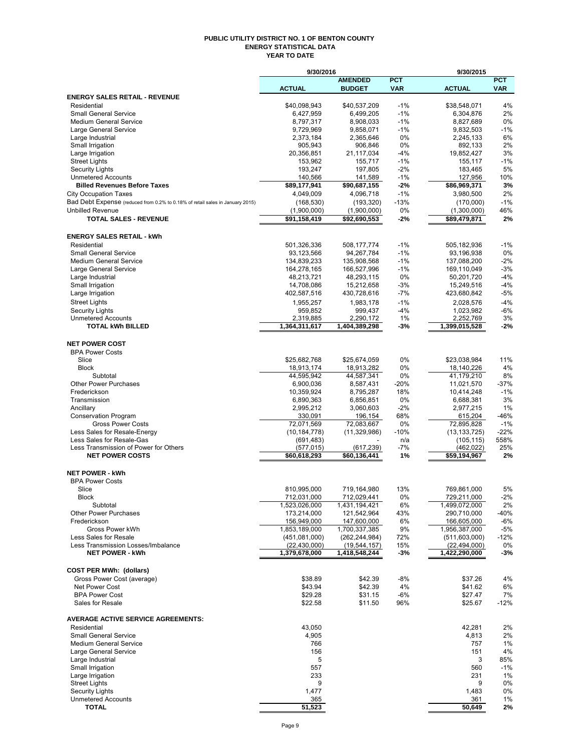# PUBLIC UTILITY DISTRICT NO. 1 OF BENTON COUNTY
## ENERGY STATISTICAL DATA
### YEAR TO DATE

| | 9/30/2016 | | | 9/30/2015 | |
|---|---|---|---|---|---|
| | ACTUAL | AMENDED BUDGET | PCT VAR | ACTUAL | PCT VAR |
| **ENERGY SALES RETAIL - REVENUE** | | | | | |
| Residential | $40,098,943 | $40,537,209 | -1% | $38,548,071 | 4% |
| Small General Service | 6,427,959 | 6,499,205 | -1% | 6,304,876 | 2% |
| Medium General Service | 8,797,317 | 8,908,033 | -1% | 8,827,689 | 0% |
| Large General Service | 9,729,969 | 9,858,071 | -1% | 9,832,503 | -1% |
| Large Industrial | 2,373,184 | 2,365,646 | 0% | 2,245,133 | 6% |
| Small Irrigation | 905,943 | 906,846 | 0% | 892,133 | 2% |
| Large Irrigation | 20,356,851 | 21,117,034 | -4% | 19,852,427 | 3% |
| Street Lights | 153,962 | 155,717 | -1% | 155,117 | -1% |
| Security Lights | 193,247 | 197,805 | -2% | 183,465 | 5% |
| Unmetered Accounts | 140,566 | 141,589 | -1% | 127,956 | 10% |
| **Billed Revenues Before Taxes** | **$89,177,941** | **$90,687,155** | **-2%** | **$86,969,371** | **3%** |
| City Occupation Taxes | 4,049,009 | 4,096,718 | -1% | 3,980,500 | 2% |
| Bad Debt Expense (reduced from 0.2% to 0.18% of retail sales in January 2015) | (168,530) | (193,320) | -13% | (170,000) | -1% |
| Unbilled Revenue | (1,900,000) | (1,900,000) | 0% | (1,300,000) | 46% |
| **TOTAL SALES - REVENUE** | **$91,158,419** | **$92,690,553** | **-2%** | **$89,479,871** | **2%** |
| **ENERGY SALES RETAIL - kWh** | | | | | |
| Residential | 501,326,336 | 508,177,774 | -1% | 505,182,936 | -1% |
| Small General Service | 93,123,566 | 94,267,784 | -1% | 93,196,938 | 0% |
| Medium General Service | 134,839,233 | 135,908,568 | -1% | 137,088,200 | -2% |
| Large General Service | 164,278,165 | 166,527,996 | -1% | 169,110,049 | -3% |
| Large Industrial | 48,213,721 | 48,293,115 | 0% | 50,201,720 | -4% |
| Small Irrigation | 14,708,086 | 15,212,658 | -3% | 15,249,516 | -4% |
| Large Irrigation | 402,587,516 | 430,728,616 | -7% | 423,680,842 | -5% |
| Street Lights | 1,955,257 | 1,983,178 | -1% | 2,028,576 | -4% |
| Security Lights | 959,852 | 999,437 | -4% | 1,023,982 | -6% |
| Unmetered Accounts | 2,319,885 | 2,290,172 | 1% | 2,252,769 | 3% |
| **TOTAL kWh BILLED** | **1,364,311,617** | **1,404,389,298** | **-3%** | **1,399,015,528** | **-2%** |
| **NET POWER COST** | | | | | |
| BPA Power Costs | | | | | |
| Slice | $25,682,768 | $25,674,059 | 0% | $23,038,984 | 11% |
| Block | 18,913,174 | 18,913,282 | 0% | 18,140,226 | 4% |
| Subtotal | 44,595,942 | 44,587,341 | 0% | 41,179,210 | 8% |
| Other Power Purchases | 6,900,036 | 8,587,431 | -20% | 11,021,570 | -37% |
| Frederickson | 10,359,924 | 8,795,287 | 18% | 10,414,248 | -1% |
| Transmission | 6,890,363 | 6,856,851 | 0% | 6,688,381 | 3% |
| Ancillary | 2,995,212 | 3,060,603 | -2% | 2,977,215 | 1% |
| Conservation Program | 330,091 | 196,154 | 68% | 615,204 | -46% |
| Gross Power Costs | 72,071,569 | 72,083,667 | 0% | 72,895,828 | -1% |
| Less Sales for Resale-Energy | (10,184,778) | (11,329,986) | -10% | (13,133,725) | -22% |
| Less Sales for Resale-Gas | (691,483) | - | n/a | (105,115) | 558% |
| Less Transmission of Power for Others | (577,015) | (617,239) | -7% | (462,022) | 25% |
| **NET POWER COSTS** | **$60,618,293** | **$60,136,441** | **1%** | **$59,194,967** | **2%** |
| **NET POWER - kWh** | | | | | |
| BPA Power Costs | | | | | |
| Slice | 810,995,000 | 719,164,980 | 13% | 769,861,000 | 5% |
| Block | 712,031,000 | 712,029,441 | 0% | 729,211,000 | -2% |
| Subtotal | 1,523,026,000 | 1,431,194,421 | 6% | 1,499,072,000 | 2% |
| Other Power Purchases | 173,214,000 | 121,542,964 | 43% | 290,710,000 | -40% |
| Frederickson | 156,949,000 | 147,600,000 | 6% | 166,605,000 | -6% |
| Gross Power kWh | 1,853,189,000 | 1,700,337,385 | 9% | 1,956,387,000 | -5% |
| Less Sales for Resale | (451,081,000) | (262,244,984) | 72% | (511,603,000) | -12% |
| Less Transmission Losses/Imbalance | (22,430,000) | (19,544,157) | 15% | (22,494,000) | 0% |
| **NET POWER - kWh** | **1,379,678,000** | **1,418,548,244** | **-3%** | **1,422,290,000** | **-3%** |
| **COST PER MWh: (dollars)** | | | | | |
| Gross Power Cost (average) | $38.89 | $42.39 | -8% | $37.26 | 4% |
| Net Power Cost | $43.94 | $42.39 | 4% | $41.62 | 6% |
| BPA Power Cost | $29.28 | $31.15 | -6% | $27.47 | 7% |
| Sales for Resale | $22.58 | $11.50 | 96% | $25.67 | -12% |
| **AVERAGE ACTIVE SERVICE AGREEMENTS:** | | | | | |
| Residential | 43,050 | | | 42,281 | 2% |
| Small General Service | 4,905 | | | 4,813 | 2% |
| Medium General Service | 766 | | | 757 | 1% |
| Large General Service | 156 | | | 151 | 4% |
| Large Industrial | 5 | | | 3 | 85% |
| Small Irrigation | 557 | | | 560 | -1% |
| Large Irrigation | 233 | | | 231 | 1% |
| Street Lights | 9 | | | 9 | 0% |
| Security Lights | 1,477 | | | 1,483 | 0% |
| Unmetered Accounts | 365 | | | 361 | 1% |
| **TOTAL** | **51,523** | | | **50,649** | **2%** |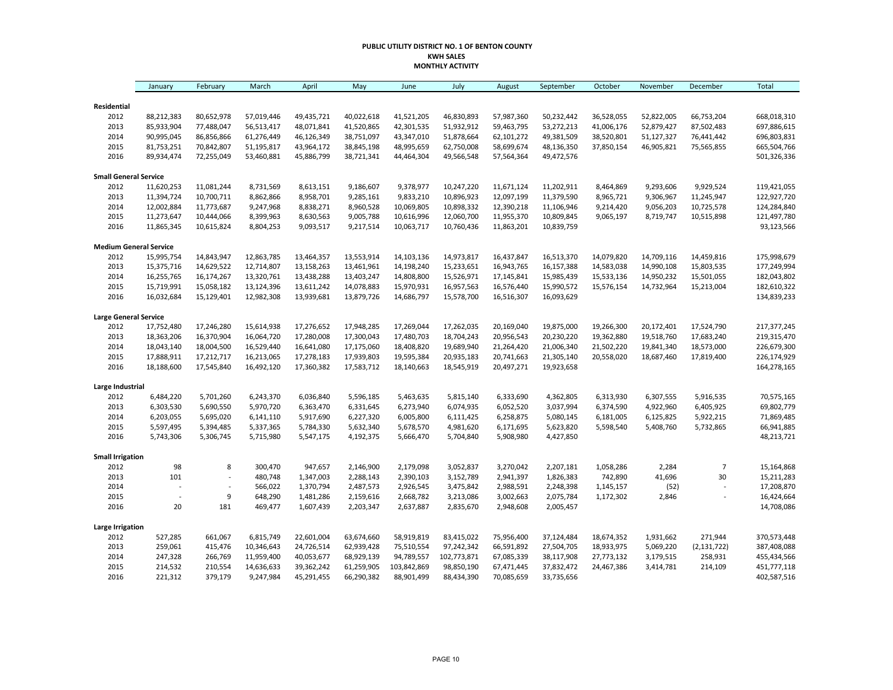**PUBLIC UTILITY DISTRICT NO. 1 OF BENTON COUNTY**
**KWH SALES**
**MONTHLY ACTIVITY**

| | January | February | March | April | May | June | July | August | September | October | November | December | Total |
|---|---|---|---|---|---|---|---|---|---|---|---|---|---|
| **Residential** | | | | | | | | | | | | | |
| 2012 | 88,212,383 | 80,652,978 | 57,019,446 | 49,435,721 | 40,022,618 | 41,521,205 | 46,830,893 | 57,987,360 | 50,232,442 | 36,528,055 | 52,822,005 | 66,753,204 | 668,018,310 |
| 2013 | 85,933,904 | 77,488,047 | 56,513,417 | 48,071,841 | 41,520,865 | 42,301,535 | 51,932,912 | 59,463,795 | 53,272,213 | 41,006,176 | 52,879,427 | 87,502,483 | 697,886,615 |
| 2014 | 90,995,045 | 86,856,866 | 61,276,449 | 46,126,349 | 38,751,097 | 43,347,010 | 51,878,664 | 62,101,272 | 49,381,509 | 38,520,801 | 51,127,327 | 76,441,442 | 696,803,831 |
| 2015 | 81,753,251 | 70,842,807 | 51,195,817 | 43,964,172 | 38,845,198 | 48,995,659 | 62,750,008 | 58,699,674 | 48,136,350 | 37,850,154 | 46,905,821 | 75,565,855 | 665,504,766 |
| 2016 | 89,934,474 | 72,255,049 | 53,460,881 | 45,886,799 | 38,721,341 | 44,464,304 | 49,566,548 | 57,564,364 | 49,472,576 | | | | 501,326,336 |
| **Small General Service** | | | | | | | | | | | | | |
| 2012 | 11,620,253 | 11,081,244 | 8,731,569 | 8,613,151 | 9,186,607 | 9,378,977 | 10,247,220 | 11,671,124 | 11,202,911 | 8,464,869 | 9,293,606 | 9,929,524 | 119,421,055 |
| 2013 | 11,394,724 | 10,700,711 | 8,862,866 | 8,958,701 | 9,285,161 | 9,833,210 | 10,896,923 | 12,097,199 | 11,379,590 | 8,965,721 | 9,306,967 | 11,245,947 | 122,927,720 |
| 2014 | 12,002,884 | 11,773,687 | 9,247,968 | 8,838,271 | 8,960,528 | 10,069,805 | 10,898,332 | 12,390,218 | 11,106,946 | 9,214,420 | 9,056,203 | 10,725,578 | 124,284,840 |
| 2015 | 11,273,647 | 10,444,066 | 8,399,963 | 8,630,563 | 9,005,788 | 10,616,996 | 12,060,700 | 11,955,370 | 10,809,845 | 9,065,197 | 8,719,747 | 10,515,898 | 121,497,780 |
| 2016 | 11,865,345 | 10,615,824 | 8,804,253 | 9,093,517 | 9,217,514 | 10,063,717 | 10,760,436 | 11,863,201 | 10,839,759 | | | | 93,123,566 |
| **Medium General Service** | | | | | | | | | | | | | |
| 2012 | 15,995,754 | 14,843,947 | 12,863,785 | 13,464,357 | 13,553,914 | 14,103,136 | 14,973,817 | 16,437,847 | 16,513,370 | 14,079,820 | 14,709,116 | 14,459,816 | 175,998,679 |
| 2013 | 15,375,716 | 14,629,522 | 12,714,807 | 13,158,263 | 13,461,961 | 14,198,240 | 15,233,651 | 16,943,765 | 16,157,388 | 14,583,038 | 14,990,108 | 15,803,535 | 177,249,994 |
| 2014 | 16,255,765 | 16,174,267 | 13,320,761 | 13,438,288 | 13,403,247 | 14,808,800 | 15,526,971 | 17,145,841 | 15,985,439 | 15,533,136 | 14,950,232 | 15,501,055 | 182,043,802 |
| 2015 | 15,719,991 | 15,058,182 | 13,124,396 | 13,611,242 | 14,078,883 | 15,970,931 | 16,957,563 | 16,576,440 | 15,990,572 | 15,576,154 | 14,732,964 | 15,213,004 | 182,610,322 |
| 2016 | 16,032,684 | 15,129,401 | 12,982,308 | 13,939,681 | 13,879,726 | 14,686,797 | 15,578,700 | 16,516,307 | 16,093,629 | | | | 134,839,233 |
| **Large General Service** | | | | | | | | | | | | | |
| 2012 | 17,752,480 | 17,246,280 | 15,614,938 | 17,276,652 | 17,948,285 | 17,269,044 | 17,262,035 | 20,169,040 | 19,875,000 | 19,266,300 | 20,172,401 | 17,524,790 | 217,377,245 |
| 2013 | 18,363,206 | 16,370,904 | 16,064,720 | 17,280,008 | 17,300,043 | 17,480,703 | 18,704,243 | 20,956,543 | 20,230,220 | 19,362,880 | 19,518,760 | 17,683,240 | 219,315,470 |
| 2014 | 18,043,140 | 18,004,500 | 16,529,440 | 16,641,080 | 17,175,060 | 18,408,820 | 19,689,940 | 21,264,420 | 21,006,340 | 21,502,220 | 19,841,340 | 18,573,000 | 226,679,300 |
| 2015 | 17,888,911 | 17,212,717 | 16,213,065 | 17,278,183 | 17,939,803 | 19,595,384 | 20,935,183 | 20,741,663 | 21,305,140 | 20,558,020 | 18,687,460 | 17,819,400 | 226,174,929 |
| 2016 | 18,188,600 | 17,545,840 | 16,492,120 | 17,360,382 | 17,583,712 | 18,140,663 | 18,545,919 | 20,497,271 | 19,923,658 | | | | 164,278,165 |
| **Large Industrial** | | | | | | | | | | | | | |
| 2012 | 6,484,220 | 5,701,260 | 6,243,370 | 6,036,840 | 5,596,185 | 5,463,635 | 5,815,140 | 6,333,690 | 4,362,805 | 6,313,930 | 6,307,555 | 5,916,535 | 70,575,165 |
| 2013 | 6,303,530 | 5,690,550 | 5,970,720 | 6,363,470 | 6,331,645 | 6,273,940 | 6,074,935 | 6,052,520 | 3,037,994 | 6,374,590 | 4,922,960 | 6,405,925 | 69,802,779 |
| 2014 | 6,203,055 | 5,695,020 | 6,141,110 | 5,917,690 | 6,227,320 | 6,005,800 | 6,111,425 | 6,258,875 | 5,080,145 | 6,181,005 | 6,125,825 | 5,922,215 | 71,869,485 |
| 2015 | 5,597,495 | 5,394,485 | 5,337,365 | 5,784,330 | 5,632,340 | 5,678,570 | 4,981,620 | 6,171,695 | 5,623,820 | 5,598,540 | 5,408,760 | 5,732,865 | 66,941,885 |
| 2016 | 5,743,306 | 5,306,745 | 5,715,980 | 5,547,175 | 4,192,375 | 5,666,470 | 5,704,840 | 5,908,980 | 4,427,850 | | | | 48,213,721 |
| **Small Irrigation** | | | | | | | | | | | | | |
| 2012 | 98 | 8 | 300,470 | 947,657 | 2,146,900 | 2,179,098 | 3,052,837 | 3,270,042 | 2,207,181 | 1,058,286 | 2,284 | 7 | 15,164,868 |
| 2013 | 101 | - | 480,748 | 1,347,003 | 2,288,143 | 2,390,103 | 3,152,789 | 2,941,397 | 1,826,383 | 742,890 | 41,696 | 30 | 15,211,283 |
| 2014 | - | - | 566,022 | 1,370,794 | 2,487,573 | 2,926,545 | 3,475,842 | 2,988,591 | 2,248,398 | 1,145,157 | (52) | - | 17,208,870 |
| 2015 | - | 9 | 648,290 | 1,481,286 | 2,159,616 | 2,668,782 | 3,213,086 | 3,002,663 | 2,075,784 | 1,172,302 | 2,846 | - | 16,424,664 |
| 2016 | 20 | 181 | 469,477 | 1,607,439 | 2,203,347 | 2,637,887 | 2,835,670 | 2,948,608 | 2,005,457 | | | | 14,708,086 |
| **Large Irrigation** | | | | | | | | | | | | | |
| 2012 | 527,285 | 661,067 | 6,815,749 | 22,601,004 | 63,674,660 | 58,919,819 | 83,415,022 | 75,956,400 | 37,124,484 | 18,674,352 | 1,931,662 | 271,944 | 370,573,448 |
| 2013 | 259,061 | 415,476 | 10,346,643 | 24,726,514 | 62,939,428 | 75,510,554 | 97,242,342 | 66,591,892 | 27,504,705 | 18,933,975 | 5,069,220 | (2,131,722) | 387,408,088 |
| 2014 | 247,328 | 266,769 | 11,959,400 | 40,053,677 | 68,929,139 | 94,789,557 | 102,773,871 | 67,085,339 | 38,117,908 | 27,773,132 | 3,179,515 | 258,931 | 455,434,566 |
| 2015 | 214,532 | 210,554 | 14,636,633 | 39,362,242 | 61,259,905 | 103,842,869 | 98,850,190 | 67,471,445 | 37,832,472 | 24,467,386 | 3,414,781 | 214,109 | 451,777,118 |
| 2016 | 221,312 | 379,179 | 9,247,984 | 45,291,455 | 66,290,382 | 88,901,499 | 88,434,390 | 70,085,659 | 33,735,656 | | | | 402,587,516 |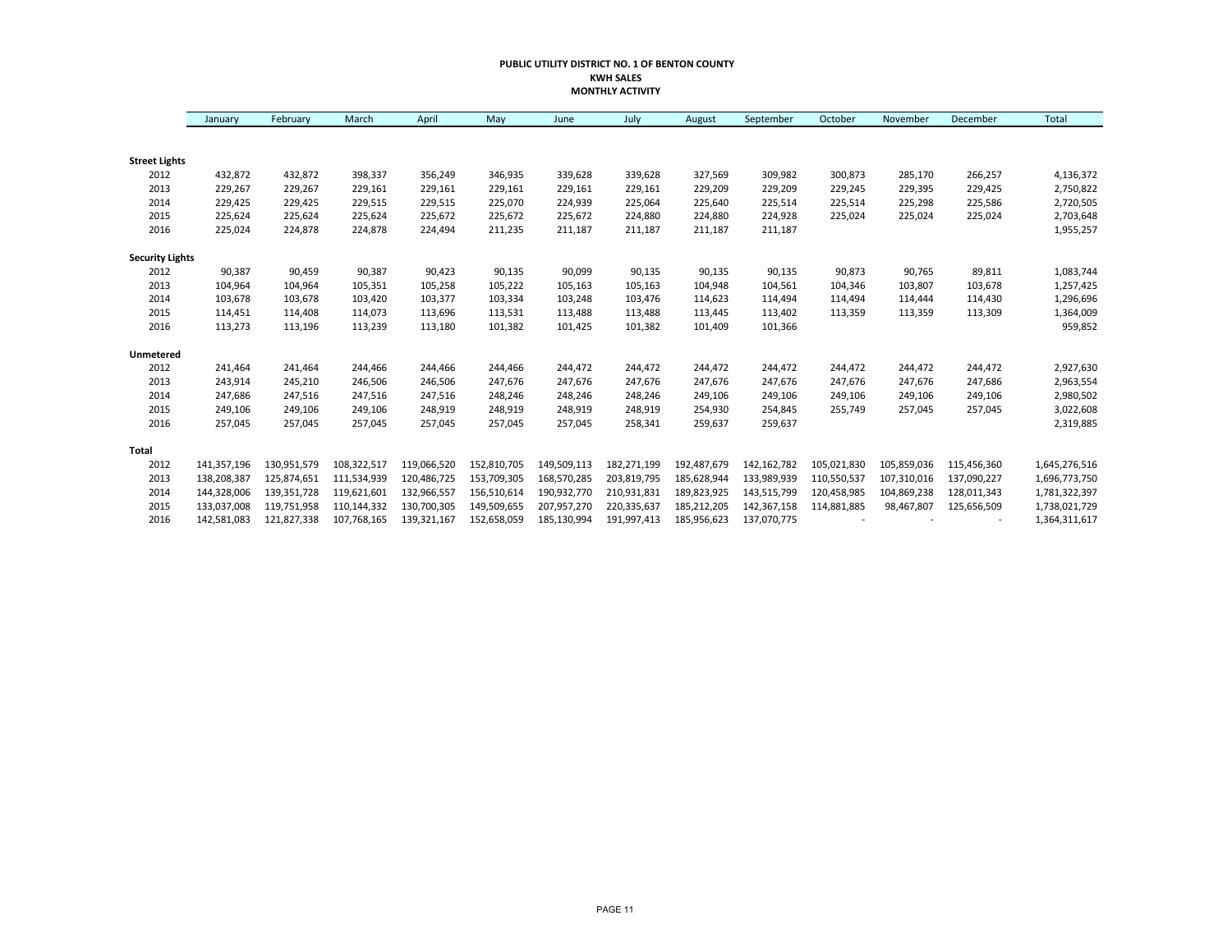**PUBLIC UTILITY DISTRICT NO. 1 OF BENTON COUNTY**
**KWH SALES**
**MONTHLY ACTIVITY**

| | January | February | March | April | May | June | July | August | September | October | November | December | Total |
|---|---|---|---|---|---|---|---|---|---|---|---|---|---|
| **Street Lights** | | | | | | | | | | | | | |
| 2012 | 432,872 | 432,872 | 398,337 | 356,249 | 346,935 | 339,628 | 339,628 | 327,569 | 309,982 | 300,873 | 285,170 | 266,257 | 4,136,372 |
| 2013 | 229,267 | 229,267 | 229,161 | 229,161 | 229,161 | 229,161 | 229,161 | 229,209 | 229,209 | 229,245 | 229,395 | 229,425 | 2,750,822 |
| 2014 | 229,425 | 229,425 | 229,515 | 229,515 | 225,070 | 224,939 | 225,064 | 225,640 | 225,514 | 225,514 | 225,298 | 225,586 | 2,720,505 |
| 2015 | 225,624 | 225,624 | 225,624 | 225,672 | 225,672 | 225,672 | 224,880 | 224,880 | 224,928 | 225,024 | 225,024 | 225,024 | 2,703,648 |
| 2016 | 225,024 | 224,878 | 224,878 | 224,494 | 211,235 | 211,187 | 211,187 | 211,187 | 211,187 | | | | 1,955,257 |
| **Security Lights** | | | | | | | | | | | | | |
| 2012 | 90,387 | 90,459 | 90,387 | 90,423 | 90,135 | 90,099 | 90,135 | 90,135 | 90,135 | 90,873 | 90,765 | 89,811 | 1,083,744 |
| 2013 | 104,964 | 104,964 | 105,351 | 105,258 | 105,222 | 105,163 | 105,163 | 104,948 | 104,561 | 104,346 | 103,807 | 103,678 | 1,257,425 |
| 2014 | 103,678 | 103,678 | 103,420 | 103,377 | 103,334 | 103,248 | 103,476 | 114,623 | 114,494 | 114,494 | 114,444 | 114,430 | 1,296,696 |
| 2015 | 114,451 | 114,408 | 114,073 | 113,696 | 113,531 | 113,488 | 113,488 | 113,445 | 113,402 | 113,359 | 113,359 | 113,309 | 1,364,009 |
| 2016 | 113,273 | 113,196 | 113,239 | 113,180 | 101,382 | 101,425 | 101,382 | 101,409 | 101,366 | | | | 959,852 |
| **Unmetered** | | | | | | | | | | | | | |
| 2012 | 241,464 | 241,464 | 244,466 | 244,466 | 244,466 | 244,472 | 244,472 | 244,472 | 244,472 | 244,472 | 244,472 | 244,472 | 2,927,630 |
| 2013 | 243,914 | 245,210 | 246,506 | 246,506 | 247,676 | 247,676 | 247,676 | 247,676 | 247,676 | 247,676 | 247,676 | 247,686 | 2,963,554 |
| 2014 | 247,686 | 247,516 | 247,516 | 247,516 | 248,246 | 248,246 | 248,246 | 249,106 | 249,106 | 249,106 | 249,106 | 249,106 | 2,980,502 |
| 2015 | 249,106 | 249,106 | 249,106 | 248,919 | 248,919 | 248,919 | 248,919 | 254,930 | 254,845 | 255,749 | 257,045 | 257,045 | 3,022,608 |
| 2016 | 257,045 | 257,045 | 257,045 | 257,045 | 257,045 | 257,045 | 258,341 | 259,637 | 259,637 | | | | 2,319,885 |
| **Total** | | | | | | | | | | | | | |
| 2012 | 141,357,196 | 130,951,579 | 108,322,517 | 119,066,520 | 152,810,705 | 149,509,113 | 182,271,199 | 192,487,679 | 142,162,782 | 105,021,830 | 105,859,036 | 115,456,360 | 1,645,276,516 |
| 2013 | 138,208,387 | 125,874,651 | 111,534,939 | 120,486,725 | 153,709,305 | 168,570,285 | 203,819,795 | 185,628,944 | 133,989,939 | 110,550,537 | 107,310,016 | 137,090,227 | 1,696,773,750 |
| 2014 | 144,328,006 | 139,351,728 | 119,621,601 | 132,966,557 | 156,510,614 | 190,932,770 | 210,931,831 | 189,823,925 | 143,515,799 | 120,458,985 | 104,869,238 | 128,011,343 | 1,781,322,397 |
| 2015 | 133,037,008 | 119,751,958 | 110,144,332 | 130,700,305 | 149,509,655 | 207,957,270 | 220,335,637 | 185,212,205 | 142,367,158 | 114,881,885 | 98,467,807 | 125,656,509 | 1,738,021,729 |
| 2016 | 142,581,083 | 121,827,338 | 107,768,165 | 139,321,167 | 152,658,059 | 185,130,994 | 191,997,413 | 185,956,623 | 137,070,775 | - | - | - | 1,364,311,617 |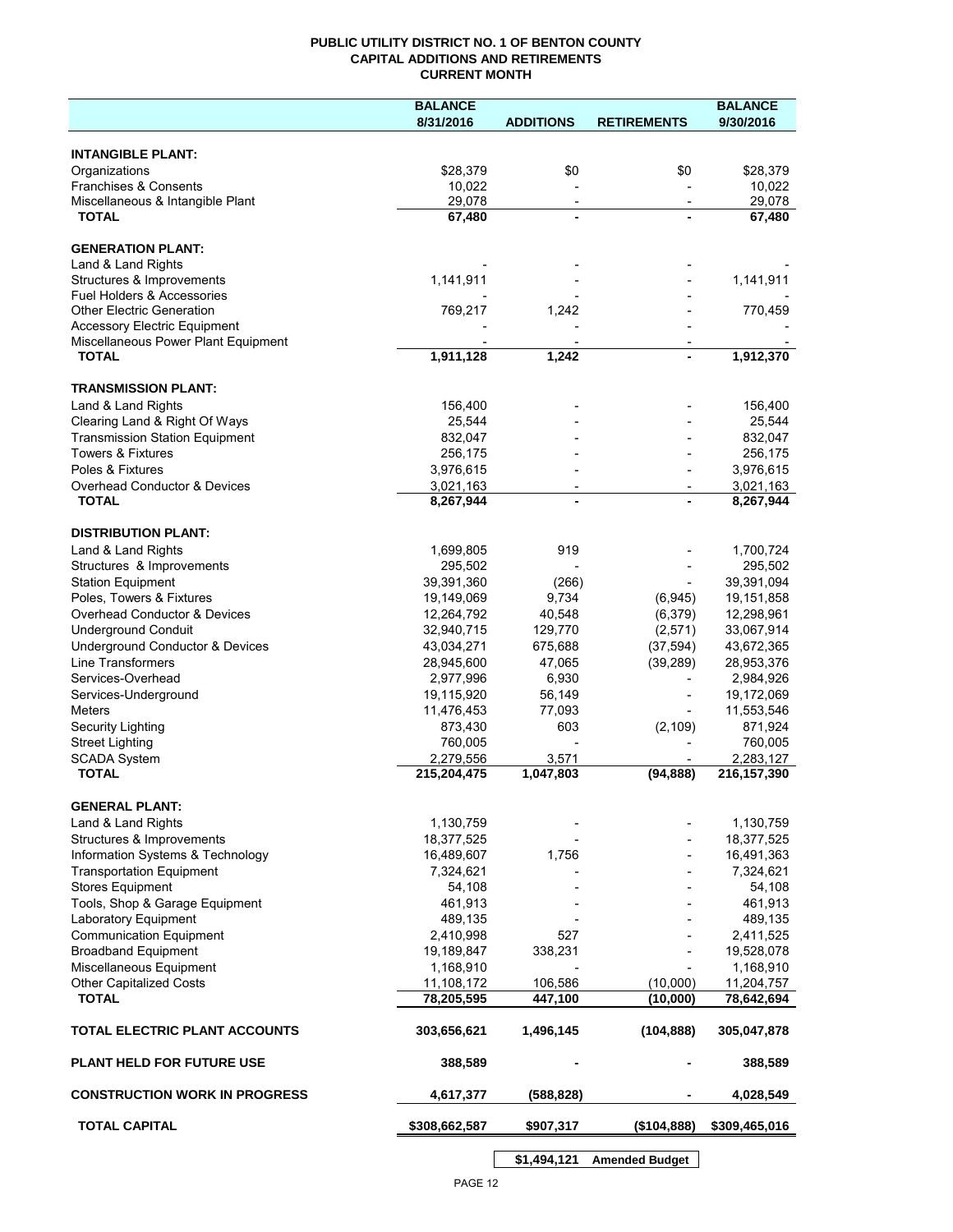**PUBLIC UTILITY DISTRICT NO. 1 OF BENTON COUNTY**
**CAPITAL ADDITIONS AND RETIREMENTS**
**CURRENT MONTH**

| | BALANCE 8/31/2016 | ADDITIONS | RETIREMENTS | BALANCE 9/30/2016 |
|---|---|---|---|---|
| **INTANGIBLE PLANT:** | | | | |
| Organizations | $28,379 | $0 | $0 | $28,379 |
| Franchises & Consents | 10,022 | - | - | 10,022 |
| Miscellaneous & Intangible Plant | 29,078 | - | - | 29,078 |
| **TOTAL** | **67,480** | **-** | **-** | **67,480** |
| **GENERATION PLANT:** | | | | |
| Land & Land Rights | - | - | - | - |
| Structures & Improvements | 1,141,911 | - | - | 1,141,911 |
| Fuel Holders & Accessories | - | - | - | - |
| Other Electric Generation | 769,217 | 1,242 | - | 770,459 |
| Accessory Electric Equipment | - | - | - | - |
| Miscellaneous Power Plant Equipment | - | - | - | - |
| **TOTAL** | **1,911,128** | **1,242** | **-** | **1,912,370** |
| **TRANSMISSION PLANT:** | | | | |
| Land & Land Rights | 156,400 | - | - | 156,400 |
| Clearing Land & Right Of Ways | 25,544 | - | - | 25,544 |
| Transmission Station Equipment | 832,047 | - | - | 832,047 |
| Towers & Fixtures | 256,175 | - | - | 256,175 |
| Poles & Fixtures | 3,976,615 | - | - | 3,976,615 |
| Overhead Conductor & Devices | 3,021,163 | - | - | 3,021,163 |
| **TOTAL** | **8,267,944** | **-** | **-** | **8,267,944** |
| **DISTRIBUTION PLANT:** | | | | |
| Land & Land Rights | 1,699,805 | 919 | - | 1,700,724 |
| Structures & Improvements | 295,502 | - | - | 295,502 |
| Station Equipment | 39,391,360 | (266) | - | 39,391,094 |
| Poles, Towers & Fixtures | 19,149,069 | 9,734 | (6,945) | 19,151,858 |
| Overhead Conductor & Devices | 12,264,792 | 40,548 | (6,379) | 12,298,961 |
| Underground Conduit | 32,940,715 | 129,770 | (2,571) | 33,067,914 |
| Underground Conductor & Devices | 43,034,271 | 675,688 | (37,594) | 43,672,365 |
| Line Transformers | 28,945,600 | 47,065 | (39,289) | 28,953,376 |
| Services-Overhead | 2,977,996 | 6,930 | - | 2,984,926 |
| Services-Underground | 19,115,920 | 56,149 | - | 19,172,069 |
| Meters | 11,476,453 | 77,093 | - | 11,553,546 |
| Security Lighting | 873,430 | 603 | (2,109) | 871,924 |
| Street Lighting | 760,005 | - | - | 760,005 |
| SCADA System | 2,279,556 | 3,571 | - | 2,283,127 |
| **TOTAL** | **215,204,475** | **1,047,803** | **(94,888)** | **216,157,390** |
| **GENERAL PLANT:** | | | | |
| Land & Land Rights | 1,130,759 | - | - | 1,130,759 |
| Structures & Improvements | 18,377,525 | - | - | 18,377,525 |
| Information Systems & Technology | 16,489,607 | 1,756 | - | 16,491,363 |
| Transportation Equipment | 7,324,621 | - | - | 7,324,621 |
| Stores Equipment | 54,108 | - | - | 54,108 |
| Tools, Shop & Garage Equipment | 461,913 | - | - | 461,913 |
| Laboratory Equipment | 489,135 | - | - | 489,135 |
| Communication Equipment | 2,410,998 | 527 | - | 2,411,525 |
| Broadband Equipment | 19,189,847 | 338,231 | - | 19,528,078 |
| Miscellaneous Equipment | 1,168,910 | - | - | 1,168,910 |
| Other Capitalized Costs | 11,108,172 | 106,586 | (10,000) | 11,204,757 |
| **TOTAL** | **78,205,595** | **447,100** | **(10,000)** | **78,642,694** |
| **TOTAL ELECTRIC PLANT ACCOUNTS** | **303,656,621** | **1,496,145** | **(104,888)** | **305,047,878** |
| **PLANT HELD FOR FUTURE USE** | **388,589** | **-** | **-** | **388,589** |
| **CONSTRUCTION WORK IN PROGRESS** | **4,617,377** | **(588,828)** | **-** | **4,028,549** |
| **TOTAL CAPITAL** | **$308,662,587** | **$907,317** | **($104,888)** | **$309,465,016** |
| | | **$1,494,121** | **Amended Budget** | |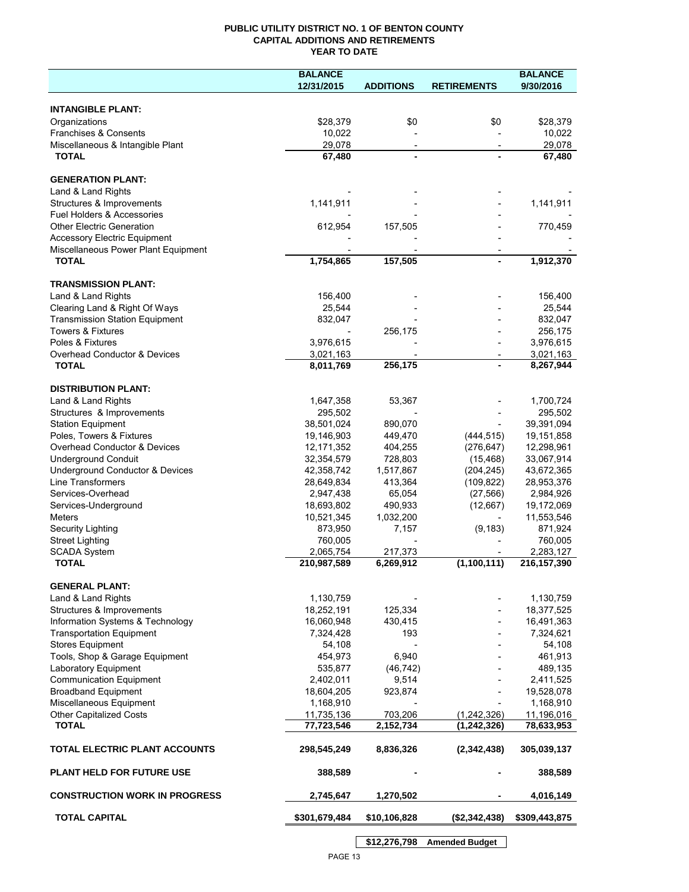# PUBLIC UTILITY DISTRICT NO. 1 OF BENTON COUNTY
## CAPITAL ADDITIONS AND RETIREMENTS
### YEAR TO DATE

| | BALANCE 12/31/2015 | ADDITIONS | RETIREMENTS | BALANCE 9/30/2016 |
|---|---|---|---|---|
| **INTANGIBLE PLANT:** | | | | |
| Organizations | $28,379 | $0 | $0 | $28,379 |
| Franchises & Consents | 10,022 | - | - | 10,022 |
| Miscellaneous & Intangible Plant | 29,078 | - | - | 29,078 |
| **TOTAL** | **67,480** | **-** | **-** | **67,480** |
| **GENERATION PLANT:** | | | | |
| Land & Land Rights | - | - | - | - |
| Structures & Improvements | 1,141,911 | - | - | 1,141,911 |
| Fuel Holders & Accessories | - | - | - | - |
| Other Electric Generation | 612,954 | 157,505 | - | 770,459 |
| Accessory Electric Equipment | - | - | - | - |
| Miscellaneous Power Plant Equipment | - | - | - | - |
| **TOTAL** | **1,754,865** | **157,505** | **-** | **1,912,370** |
| **TRANSMISSION PLANT:** | | | | |
| Land & Land Rights | 156,400 | - | - | 156,400 |
| Clearing Land & Right Of Ways | 25,544 | - | - | 25,544 |
| Transmission Station Equipment | 832,047 | - | - | 832,047 |
| Towers & Fixtures | - | 256,175 | - | 256,175 |
| Poles & Fixtures | 3,976,615 | - | - | 3,976,615 |
| Overhead Conductor & Devices | 3,021,163 | - | - | 3,021,163 |
| **TOTAL** | **8,011,769** | **256,175** | **-** | **8,267,944** |
| **DISTRIBUTION PLANT:** | | | | |
| Land & Land Rights | 1,647,358 | 53,367 | - | 1,700,724 |
| Structures & Improvements | 295,502 | - | - | 295,502 |
| Station Equipment | 38,501,024 | 890,070 | - | 39,391,094 |
| Poles, Towers & Fixtures | 19,146,903 | 449,470 | (444,515) | 19,151,858 |
| Overhead Conductor & Devices | 12,171,352 | 404,255 | (276,647) | 12,298,961 |
| Underground Conduit | 32,354,579 | 728,803 | (15,468) | 33,067,914 |
| Underground Conductor & Devices | 42,358,742 | 1,517,867 | (204,245) | 43,672,365 |
| Line Transformers | 28,649,834 | 413,364 | (109,822) | 28,953,376 |
| Services-Overhead | 2,947,438 | 65,054 | (27,566) | 2,984,926 |
| Services-Underground | 18,693,802 | 490,933 | (12,667) | 19,172,069 |
| Meters | 10,521,345 | 1,032,200 | - | 11,553,546 |
| Security Lighting | 873,950 | 7,157 | (9,183) | 871,924 |
| Street Lighting | 760,005 | - | - | 760,005 |
| SCADA System | 2,065,754 | 217,373 | - | 2,283,127 |
| **TOTAL** | **210,987,589** | **6,269,912** | **(1,100,111)** | **216,157,390** |
| **GENERAL PLANT:** | | | | |
| Land & Land Rights | 1,130,759 | - | - | 1,130,759 |
| Structures & Improvements | 18,252,191 | 125,334 | - | 18,377,525 |
| Information Systems & Technology | 16,060,948 | 430,415 | - | 16,491,363 |
| Transportation Equipment | 7,324,428 | 193 | - | 7,324,621 |
| Stores Equipment | 54,108 | - | - | 54,108 |
| Tools, Shop & Garage Equipment | 454,973 | 6,940 | - | 461,913 |
| Laboratory Equipment | 535,877 | (46,742) | - | 489,135 |
| Communication Equipment | 2,402,011 | 9,514 | - | 2,411,525 |
| Broadband Equipment | 18,604,205 | 923,874 | - | 19,528,078 |
| Miscellaneous Equipment | 1,168,910 | - | - | 1,168,910 |
| Other Capitalized Costs | 11,735,136 | 703,206 | (1,242,326) | 11,196,016 |
| **TOTAL** | **77,723,546** | **2,152,734** | **(1,242,326)** | **78,633,953** |
| **TOTAL ELECTRIC PLANT ACCOUNTS** | **298,545,249** | **8,836,326** | **(2,342,438)** | **305,039,137** |
| **PLANT HELD FOR FUTURE USE** | **388,589** | **-** | **-** | **388,589** |
| **CONSTRUCTION WORK IN PROGRESS** | **2,745,647** | **1,270,502** | **-** | **4,016,149** |
| **TOTAL CAPITAL** | **$301,679,484** | **$10,106,828** | **($2,342,438)** | **$309,443,875** |

| | | | | |
|---|---|---|---|---|
| | | **$12,276,798** | **Amended Budget** | |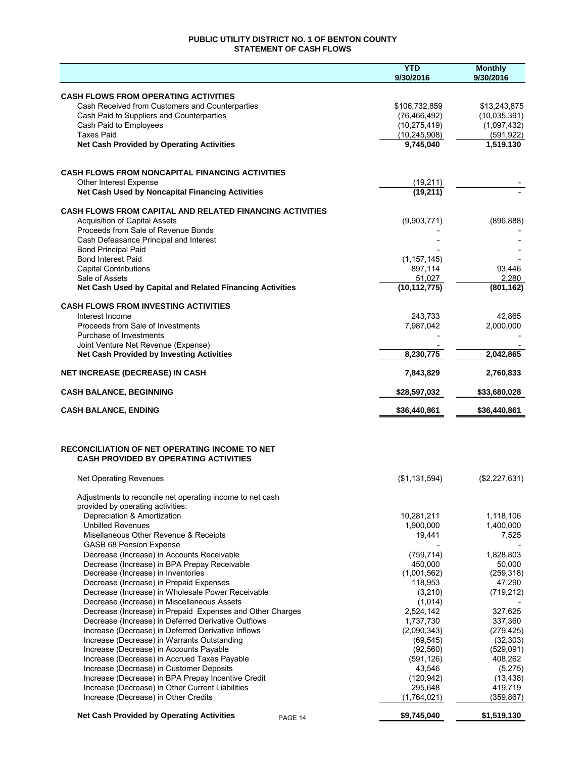# PUBLIC UTILITY DISTRICT NO. 1 OF BENTON COUNTY
## STATEMENT OF CASH FLOWS

| | YTD 9/30/2016 | Monthly 9/30/2016 |
|---|---|---|
| **CASH FLOWS FROM OPERATING ACTIVITIES** | | |
| Cash Received from Customers and Counterparties | \$106,732,859 | \$13,243,875 |
| Cash Paid to Suppliers and Counterparties | (76,466,492) | (10,035,391) |
| Cash Paid to Employees | (10,275,419) | (1,097,432) |
| Taxes Paid | (10,245,908) | (591,922) |
| **Net Cash Provided by Operating Activities** | **9,745,040** | **1,519,130** |
| | | |
| **CASH FLOWS FROM NONCAPITAL FINANCING ACTIVITIES** | | |
| Other Interest Expense | (19,211) | - |
| **Net Cash Used by Noncapital Financing Activities** | **(19,211)** | - |
| | | |
| **CASH FLOWS FROM CAPITAL AND RELATED FINANCING ACTIVITIES** | | |
| Acquisition of Capital Assets | (9,903,771) | (896,888) |
| Proceeds from Sale of Revenue Bonds | - | - |
| Cash Defeasance Principal and Interest | - | - |
| Bond Principal Paid | - | - |
| Bond Interest Paid | (1,157,145) | - |
| Capital Contributions | 897,114 | 93,446 |
| Sale of Assets | 51,027 | 2,280 |
| **Net Cash Used by Capital and Related Financing Activities** | **(10,112,775)** | **(801,162)** |
| | | |
| **CASH FLOWS FROM INVESTING ACTIVITIES** | | |
| Interest Income | 243,733 | 42,865 |
| Proceeds from Sale of Investments | 7,987,042 | 2,000,000 |
| Purchase of Investments | - | - |
| Joint Venture Net Revenue (Expense) | - | - |
| **Net Cash Provided by Investing Activities** | **8,230,775** | **2,042,865** |
| | | |
| **NET INCREASE (DECREASE) IN CASH** | **7,843,829** | **2,760,833** |
| | | |
| **CASH BALANCE, BEGINNING** | **\$28,597,032** | **\$33,680,028** |
| | | |
| **CASH BALANCE, ENDING** | **\$36,440,861** | **\$36,440,861** |

## RECONCILIATION OF NET OPERATING INCOME TO NET CASH PROVIDED BY OPERATING ACTIVITIES

| | YTD 9/30/2016 | Monthly 9/30/2016 |
|---|---|---|
| Net Operating Revenues | (\$1,131,594) | (\$2,227,631) |
| Adjustments to reconcile net operating income to net cash provided by operating activities: | | |
| Depreciation & Amortization | 10,281,211 | 1,118,106 |
| Unbilled Revenues | 1,900,000 | 1,400,000 |
| Misellaneous Other Revenue & Receipts | 19,441 | 7,525 |
| GASB 68 Pension Expense | - | - |
| Decrease (Increase) in Accounts Receivable | (759,714) | 1,828,803 |
| Decrease (Increase) in BPA Prepay Receivable | 450,000 | 50,000 |
| Decrease (Increase) in Inventories | (1,001,562) | (259,318) |
| Decrease (Increase) in Prepaid Expenses | 118,953 | 47,290 |
| Decrease (Increase) in Wholesale Power Receivable | (3,210) | (719,212) |
| Decrease (Increase) in Miscellaneous Assets | (1,014) | - |
| Decrease (Increase) in Prepaid Expenses and Other Charges | 2,524,142 | 327,625 |
| Decrease (Increase) in Deferred Derivative Outflows | 1,737,730 | 337,360 |
| Increase (Decrease) in Deferred Derivative Inflows | (2,090,343) | (279,425) |
| Increase (Decrease) in Warrants Outstanding | (69,545) | (32,303) |
| Increase (Decrease) in Accounts Payable | (92,560) | (529,091) |
| Increase (Decrease) in Accrued Taxes Payable | (591,126) | 408,262 |
| Increase (Decrease) in Customer Deposits | 43,546 | (5,275) |
| Increase (Decrease) in BPA Prepay Incentive Credit | (120,942) | (13,438) |
| Increase (Decrease) in Other Current Liabilities | 295,648 | 419,719 |
| Increase (Decrease) in Other Credits | (1,764,021) | (359,867) |
| **Net Cash Provided by Operating Activities** | **\$9,745,040** | **\$1,519,130** |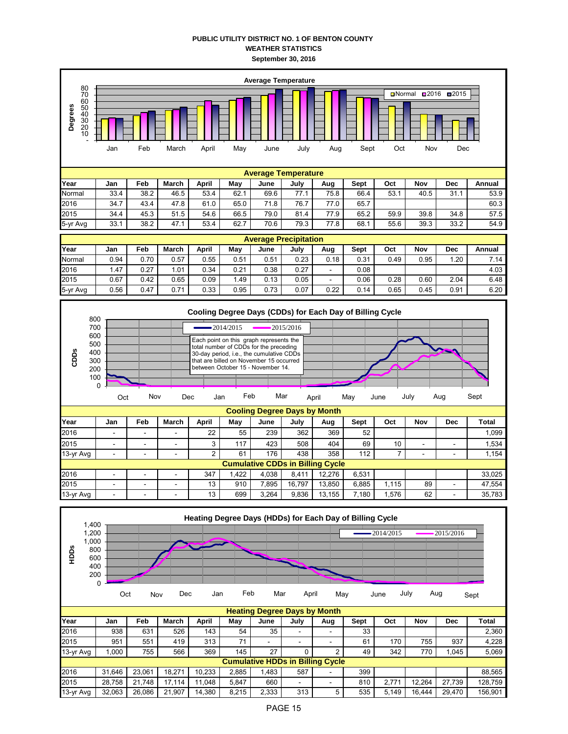# PUBLIC UTILITY DISTRICT NO. 1 OF BENTON COUNTY
## WEATHER STATISTICS
### September 30, 2016

**Average Temperature**

| Year | Jan | Feb | March | April | May | June | July | Aug | Sept | Oct | Nov | Dec | Annual |
|---|---|---|---|---|---|---|---|---|---|---|---|---|---|
| Normal | 33.4 | 38.2 | 46.5 | 53.4 | 62.1 | 69.6 | 77.1 | 75.8 | 66.4 | 53.1 | 40.5 | 31.1 | 53.9 |
| 2016 | 34.7 | 43.4 | 47.8 | 61.0 | 65.0 | 71.8 | 76.7 | 77.0 | 65.7 | | | | 60.3 |
| 2015 | 34.4 | 45.3 | 51.5 | 54.6 | 66.5 | 79.0 | 81.4 | 77.9 | 65.2 | 59.9 | 39.8 | 34.8 | 57.5 |
| 5-yr Avg | 33.1 | 38.2 | 47.1 | 53.4 | 62.7 | 70.6 | 79.3 | 77.8 | 68.1 | 55.6 | 39.3 | 33.2 | 54.9 |

**Average Precipitation**

| Year | Jan | Feb | March | April | May | June | July | Aug | Sept | Oct | Nov | Dec | Annual |
|---|---|---|---|---|---|---|---|---|---|---|---|---|---|
| Normal | 0.94 | 0.70 | 0.57 | 0.55 | 0.51 | 0.51 | 0.23 | 0.18 | 0.31 | 0.49 | 0.95 | 1.20 | 7.14 |
| 2016 | 1.47 | 0.27 | 1.01 | 0.34 | 0.21 | 0.38 | 0.27 | - | 0.08 | | | | 4.03 |
| 2015 | 0.67 | 0.42 | 0.65 | 0.09 | 1.49 | 0.13 | 0.05 | - | 0.06 | 0.28 | 0.60 | 2.04 | 6.48 |
| 5-yr Avg | 0.56 | 0.47 | 0.71 | 0.33 | 0.95 | 0.73 | 0.07 | 0.22 | 0.14 | 0.65 | 0.45 | 0.91 | 6.20 |

**Cooling Degree Days (CDDs) for Each Day of Billing Cycle**

Each point on this graph represents the total number of CDDs for the preceding 30-day period, i.e., the cumulative CDDs that are billed on November 15 occurred between October 15 - November 14.

**Cooling Degree Days by Month**

| Year | Jan | Feb | March | April | May | June | July | Aug | Sept | Oct | Nov | Dec | Total |
|---|---|---|---|---|---|---|---|---|---|---|---|---|---|
| 2016 | - | - | - | 22 | 55 | 239 | 362 | 369 | 52 | | | | 1,099 |
| 2015 | - | - | - | 3 | 117 | 423 | 508 | 404 | 69 | 10 | - | - | 1,534 |
| 13-yr Avg | - | - | - | 2 | 61 | 176 | 438 | 358 | 112 | 7 | - | - | 1,154 |
| **Cumulative CDDs in Billing Cycle** | | | | | | | | | | | | | |
| 2016 | - | - | - | 347 | 1,422 | 4,038 | 8,411 | 12,276 | 6,531 | | | | 33,025 |
| 2015 | - | - | - | 13 | 910 | 7,895 | 16,797 | 13,850 | 6,885 | 1,115 | 89 | - | 47,554 |
| 13-yr Avg | - | - | - | 13 | 699 | 3,264 | 9,836 | 13,155 | 7,180 | 1,576 | 62 | - | 35,783 |

**Heating Degree Days (HDDs) for Each Day of Billing Cycle**

**Heating Degree Days by Month**

| Year | Jan | Feb | March | April | May | June | July | Aug | Sept | Oct | Nov | Dec | Total |
|---|---|---|---|---|---|---|---|---|---|---|---|---|---|
| 2016 | 938 | 631 | 526 | 143 | 54 | 35 | - | - | 33 | | | | 2,360 |
| 2015 | 951 | 551 | 419 | 313 | 71 | - | - | - | 61 | 170 | 755 | 937 | 4,228 |
| 13-yr Avg | 1,000 | 755 | 566 | 369 | 145 | 27 | 0 | 2 | 49 | 342 | 770 | 1,045 | 5,069 |
| **Cumulative HDDs in Billing Cycle** | | | | | | | | | | | | | |
| 2016 | 31,646 | 23,061 | 18,271 | 10,233 | 2,885 | 1,483 | 587 | - | 399 | | | | 88,565 |
| 2015 | 28,758 | 21,748 | 17,114 | 11,048 | 5,847 | 660 | - | - | 810 | 2,771 | 12,264 | 27,739 | 128,759 |
| 13-yr Avg | 32,063 | 26,086 | 21,907 | 14,380 | 8,215 | 2,333 | 313 | 5 | 535 | 5,149 | 16,444 | 29,470 | 156,901 |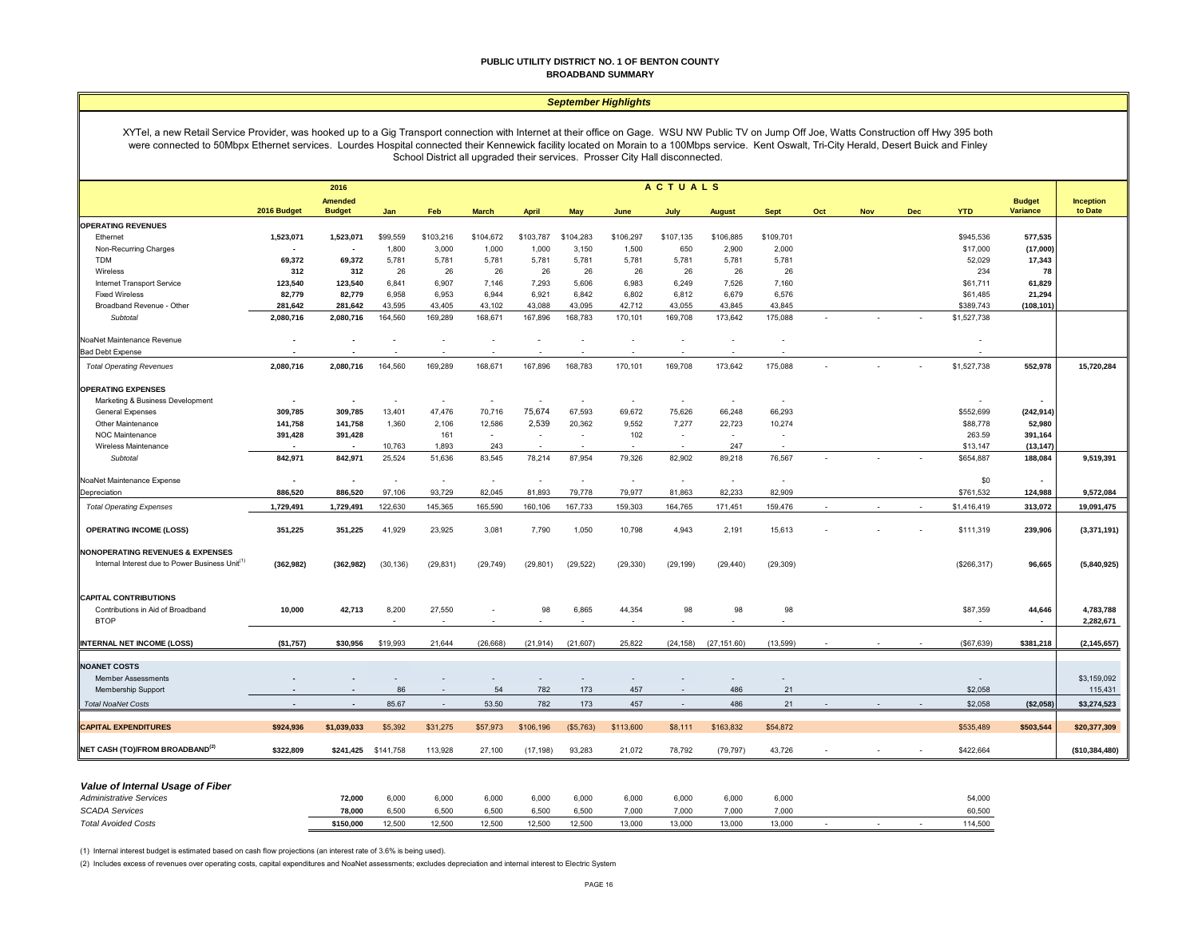**PUBLIC UTILITY DISTRICT NO. 1 OF BENTON COUNTY**
**BROADBAND SUMMARY**

***September Highlights***

XYTel, a new Retail Service Provider, was hooked up to a Gig Transport connection with Internet at their office on Gage. WSU NW Public TV on Jump Off Joe, Watts Construction off Hwy 395 both were connected to 50Mbpx Ethernet services. Lourdes Hospital connected their Kennewick facility located on Morain to a 100Mbps service. Kent Oswalt, Tri-City Herald, Desert Buick and Finley School District all upgraded their services. Prosser City Hall disconnected.

| | 2016 Budget | 2016 Amended Budget | Jan | Feb | March | April | May | June | July | August | Sept | Oct | Nov | Dec | YTD | Budget Variance | Inception to Date |
|---|---|---|---|---|---|---|---|---|---|---|---|---|---|---|---|---|---|
| **OPERATING REVENUES** | | | | | | | | | | | | | | | | | |
| Ethernet | 1,523,071 | 1,523,071 | $99,559 | $103,216 | $104,672 | $103,787 | $104,283 | $106,297 | $107,135 | $106,885 | $109,701 | | | | $945,536 | 577,535 | |
| Non-Recurring Charges | - | - | 1,800 | 3,000 | 1,000 | 1,000 | 3,150 | 1,500 | 650 | 2,900 | 2,000 | | | | $17,000 | (17,000) | |
| TDM | 69,372 | 69,372 | 5,781 | 5,781 | 5,781 | 5,781 | 5,781 | 5,781 | 5,781 | 5,781 | 5,781 | | | | 52,029 | 17,343 | |
| Wireless | 312 | 312 | 26 | 26 | 26 | 26 | 26 | 26 | 26 | 26 | 26 | | | | 234 | 78 | |
| Internet Transport Service | 123,540 | 123,540 | 6,841 | 6,907 | 7,146 | 7,293 | 5,606 | 6,983 | 6,249 | 7,526 | 7,160 | | | | $61,711 | 61,829 | |
| Fixed Wireless | 82,779 | 82,779 | 6,958 | 6,953 | 6,944 | 6,921 | 6,842 | 6,802 | 6,812 | 6,679 | 6,576 | | | | $61,485 | 21,294 | |
| Broadband Revenue - Other | 281,642 | 281,642 | 43,595 | 43,405 | 43,102 | 43,088 | 43,095 | 42,712 | 43,055 | 43,845 | 43,845 | | | | $389,743 | (108,101) | |
| *Subtotal* | 2,080,716 | 2,080,716 | 164,560 | 169,289 | 168,671 | 167,896 | 168,783 | 170,101 | 169,708 | 173,642 | 175,088 | - | - | - | $1,527,738 | | |
| NoaNet Maintenance Revenue | - | - | - | - | - | - | - | - | - | - | - | | | | - | | |
| Bad Debt Expense | - | - | - | - | - | - | - | - | - | - | - | | | | - | | |
| *Total Operating Revenues* | 2,080,716 | 2,080,716 | 164,560 | 169,289 | 168,671 | 167,896 | 168,783 | 170,101 | 169,708 | 173,642 | 175,088 | - | - | - | $1,527,738 | 552,978 | 15,720,284 |
| **OPERATING EXPENSES** | | | | | | | | | | | | | | | | | |
| Marketing & Business Development | - | - | - | - | - | - | - | - | - | - | - | | | | - | - | |
| General Expenses | 309,785 | 309,785 | 13,401 | 47,476 | 70,716 | 75,674 | 67,593 | 69,672 | 75,626 | 66,248 | 66,293 | | | | $552,699 | (242,914) | |
| Other Maintenance | 141,758 | 141,758 | 1,360 | 2,106 | 12,586 | 2,539 | 20,362 | 9,552 | 7,277 | 22,723 | 10,274 | | | | $88,778 | 52,980 | |
| NOC Maintenance | 391,428 | 391,428 | | 161 | - | - | - | 102 | - | - | - | | | | 263.59 | 391,164 | |
| Wireless Maintenance | - | - | 10,763 | 1,893 | 243 | - | - | - | - | 247 | - | | | | $13,147 | (13,147) | |
| *Subtotal* | 842,971 | 842,971 | 25,524 | 51,636 | 83,545 | 78,214 | 87,954 | 79,326 | 82,902 | 89,218 | 76,567 | - | - | - | $654,887 | 188,084 | 9,519,391 |
| NoaNet Maintenance Expense | - | - | - | - | - | - | - | - | - | - | - | | | | $0 | - | |
| Depreciation | 886,520 | 886,520 | 97,106 | 93,729 | 82,045 | 81,893 | 79,778 | 79,977 | 81,863 | 82,233 | 82,909 | | | | $761,532 | 124,988 | 9,572,084 |
| *Total Operating Expenses* | 1,729,491 | 1,729,491 | 122,630 | 145,365 | 165,590 | 160,106 | 167,733 | 159,303 | 164,765 | 171,451 | 159,476 | - | - | - | $1,416,419 | 313,072 | 19,091,475 |
| **OPERATING INCOME (LOSS)** | 351,225 | 351,225 | 41,929 | 23,925 | 3,081 | 7,790 | 1,050 | 10,798 | 4,943 | 2,191 | 15,613 | - | - | - | $111,319 | 239,906 | (3,371,191) |
| **NONOPERATING REVENUES & EXPENSES** | | | | | | | | | | | | | | | | | |
| Internal Interest due to Power Business Unit[1] | (362,982) | (362,982) | (30,136) | (29,831) | (29,749) | (29,801) | (29,522) | (29,330) | (29,199) | (29,440) | (29,309) | | | | ($266,317) | 96,665 | (5,840,925) |
| **CAPITAL CONTRIBUTIONS** | | | | | | | | | | | | | | | | | |
| Contributions in Aid of Broadband | 10,000 | 42,713 | 8,200 | 27,550 | - | 98 | 6,865 | 44,354 | 98 | 98 | 98 | | | | $87,359 | 44,646 | 4,783,788 |
| BTOP | | | - | - | - | - | - | - | - | - | - | | | | - | - | 2,282,671 |
| **INTERNAL NET INCOME (LOSS)** | ($1,757) | $30,956 | $19,993 | 21,644 | (26,668) | (21,914) | (21,607) | 25,822 | (24,158) | (27,151.60) | (13,599) | - | - | - | ($67,639) | $381,218 | (2,145,657) |
| **NOANET COSTS** | | | | | | | | | | | | | | | | | |
| Member Assessments | - | - | - | - | - | - | - | - | - | - | - | | | | - | | $3,159,092 |
| Membership Support | - | - | 86 | - | 54 | 782 | 173 | 457 | - | 486 | 21 | | | | $2,058 | | 115,431 |
| *Total NoaNet Costs* | - | - | 85.67 | - | 53.50 | 782 | 173 | 457 | - | 486 | 21 | - | - | - | $2,058 | ($2,058) | $3,274,523 |
| **CAPITAL EXPENDITURES** | $924,936 | $1,039,033 | $5,392 | $31,275 | $57,973 | $106,196 | ($5,763) | $113,600 | $8,111 | $163,832 | $54,872 | | | | $535,489 | $503,544 | $20,377,309 |
| **NET CASH (TO)/FROM BROADBAND[2]** | $322,809 | $241,425 | $141,758 | 113,928 | 27,100 | (17,198) | 93,283 | 21,072 | 78,792 | (79,797) | 43,726 | - | - | - | $422,664 | | ($10,384,480) |

***Value of Internal Usage of Fiber***

| | | 2016 Amended Budget | Jan | Feb | March | April | May | June | July | August | Sept | Oct | Nov | Dec | YTD |
|---|---|---|---|---|---|---|---|---|---|---|---|---|---|---|---|
| *Administrative Services* | | 72,000 | 6,000 | 6,000 | 6,000 | 6,000 | 6,000 | 6,000 | 6,000 | 6,000 | 6,000 | | | | 54,000 |
| *SCADA Services* | | 78,000 | 6,500 | 6,500 | 6,500 | 6,500 | 6,500 | 7,000 | 7,000 | 7,000 | 7,000 | | | | 60,500 |
| *Total Avoided Costs* | | $150,000 | 12,500 | 12,500 | 12,500 | 12,500 | 12,500 | 13,000 | 13,000 | 13,000 | 13,000 | - | - | - | 114,500 |

(1) Internal interest budget is estimated based on cash flow projections (an interest rate of 3.6% is being used).

(2) Includes excess of revenues over operating costs, capital expenditures and NoaNet assessments; excludes depreciation and internal interest to Electric System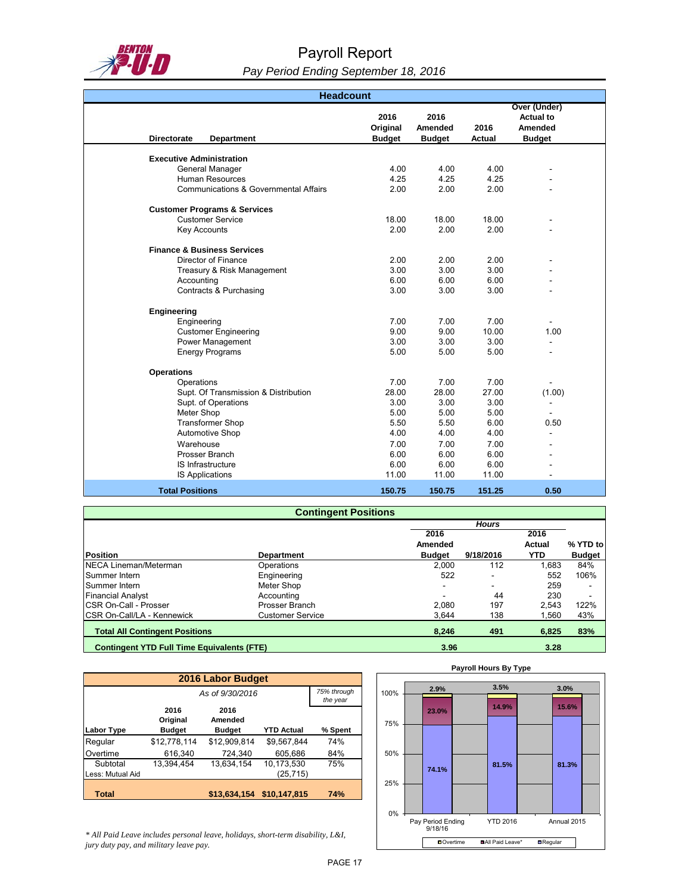# Payroll Report

*Pay Period Ending September 18, 2016*

## Headcount

| Directorate / Department | 2016 Original Budget | 2016 Amended Budget | 2016 Actual | Over (Under) Actual to Amended Budget |
|---|---|---|---|---|
| **Executive Administration** | | | | |
| General Manager | 4.00 | 4.00 | 4.00 | - |
| Human Resources | 4.25 | 4.25 | 4.25 | - |
| Communications & Governmental Affairs | 2.00 | 2.00 | 2.00 | - |
| **Customer Programs & Services** | | | | |
| Customer Service | 18.00 | 18.00 | 18.00 | - |
| Key Accounts | 2.00 | 2.00 | 2.00 | - |
| **Finance & Business Services** | | | | |
| Director of Finance | 2.00 | 2.00 | 2.00 | - |
| Treasury & Risk Management | 3.00 | 3.00 | 3.00 | - |
| Accounting | 6.00 | 6.00 | 6.00 | - |
| Contracts & Purchasing | 3.00 | 3.00 | 3.00 | - |
| **Engineering** | | | | |
| Engineering | 7.00 | 7.00 | 7.00 | - |
| Customer Engineering | 9.00 | 9.00 | 10.00 | 1.00 |
| Power Management | 3.00 | 3.00 | 3.00 | - |
| Energy Programs | 5.00 | 5.00 | 5.00 | - |
| **Operations** | | | | |
| Operations | 7.00 | 7.00 | 7.00 | - |
| Supt. Of Transmission & Distribution | 28.00 | 28.00 | 27.00 | (1.00) |
| Supt. of Operations | 3.00 | 3.00 | 3.00 | - |
| Meter Shop | 5.00 | 5.00 | 5.00 | - |
| Transformer Shop | 5.50 | 5.50 | 6.00 | 0.50 |
| Automotive Shop | 4.00 | 4.00 | 4.00 | - |
| Warehouse | 7.00 | 7.00 | 7.00 | - |
| Prosser Branch | 6.00 | 6.00 | 6.00 | - |
| IS Infrastructure | 6.00 | 6.00 | 6.00 | - |
| IS Applications | 11.00 | 11.00 | 11.00 | - |
| **Total Positions** | **150.75** | **150.75** | **151.25** | **0.50** |

## Contingent Positions

| Position | Department | Hours: 2016 Amended Budget | Hours: 9/18/2016 | Hours: 2016 Actual YTD | % YTD to Budget |
|---|---|---|---|---|---|
| NECA Lineman/Meterman | Operations | 2,000 | 112 | 1,683 | 84% |
| Summer Intern | Engineering | 522 | - | 552 | 106% |
| Summer Intern | Meter Shop | - | - | 259 | - |
| Financial Analyst | Accounting | - | 44 | 230 | - |
| CSR On-Call - Prosser | Prosser Branch | 2,080 | 197 | 2,543 | 122% |
| CSR On-Call/LA - Kennewick | Customer Service | 3,644 | 138 | 1,560 | 43% |
| **Total All Contingent Positions** | | **8,246** | **491** | **6,825** | **83%** |
| **Contingent YTD Full Time Equivalents (FTE)** | | **3.96** | | **3.28** | |

## 2016 Labor Budget

As of 9/30/2016

| Labor Type | 2016 Original Budget | 2016 Amended Budget | YTD Actual | % Spent (75% through the year) |
|---|---|---|---|---|
| Regular | $12,778,114 | $12,909,814 | $9,567,844 | 74% |
| Overtime | 616,340 | 724,340 | 605,686 | 84% |
| Subtotal | 13,394,454 | 13,634,154 | 10,173,530 | 75% |
| Less: Mutual Aid | | | (25,715) | |
| **Total** | | **$13,634,154** | **$10,147,815** | **74%** |

*\* All Paid Leave includes personal leave, holidays, short-term disability, L&I, jury duty pay, and military leave pay.*

**Payroll Hours By Type**

100%, 75%, 50%, 25%, 0%

Pay Period Ending 9/18/16: 2.9%, 23.0%, 74.1%

YTD 2016: 3.5%, 14.9%, 81.5%

Annual 2015: 3.0%, 15.6%, 81.3%

Overtime, All Paid Leave*, Regular